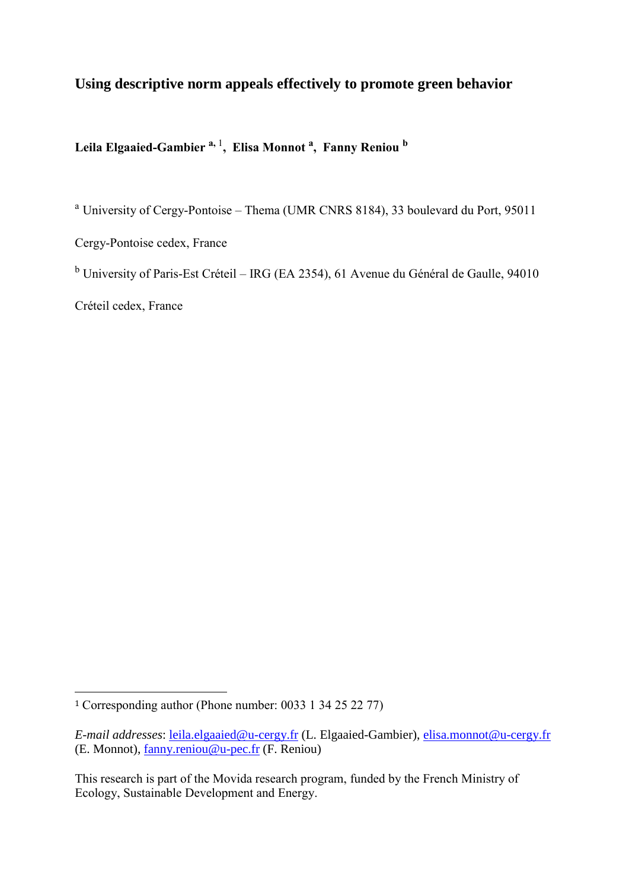# Using descriptive norm appeals effectively to promote green behavior

**Leila Elgaaied-Gambier** [a, 1], **Elisa Monnot** [a], **Fanny Reniou** [b]

[a] University of Cergy-Pontoise – Thema (UMR CNRS 8184), 33 boulevard du Port, 95011 Cergy-Pontoise cedex, France

[b] University of Paris-Est Créteil – IRG (EA 2354), 61 Avenue du Général de Gaulle, 94010 Créteil cedex, France

---

[1] Corresponding author (Phone number: 0033 1 34 25 22 77)

*E-mail addresses*: leila.elgaaied@u-cergy.fr (L. Elgaaied-Gambier), elisa.monnot@u-cergy.fr (E. Monnot), fanny.reniou@u-pec.fr (F. Reniou)

This research is part of the Movida research program, funded by the French Ministry of Ecology, Sustainable Development and Energy.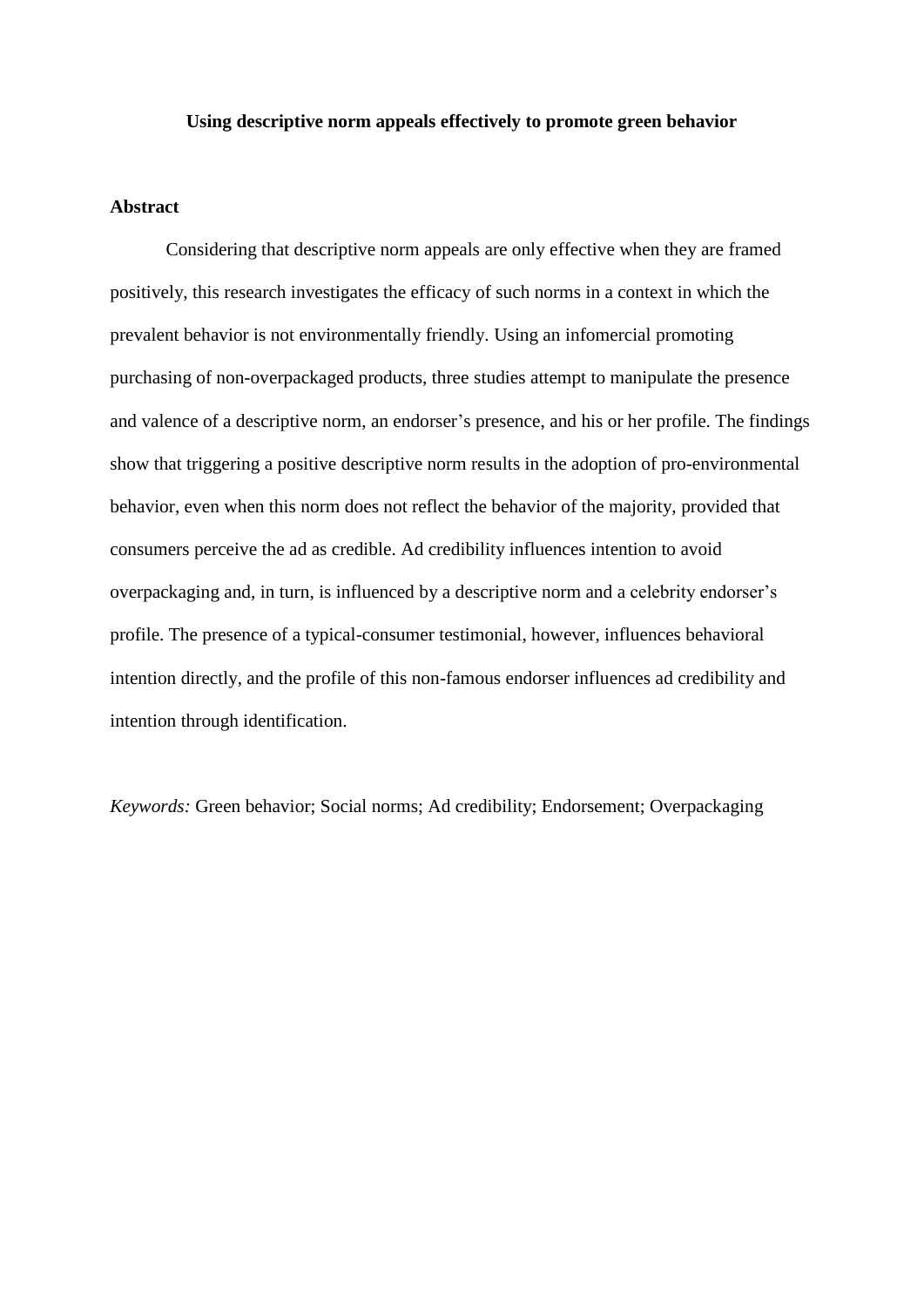**Using descriptive norm appeals effectively to promote green behavior**

**Abstract**

Considering that descriptive norm appeals are only effective when they are framed positively, this research investigates the efficacy of such norms in a context in which the prevalent behavior is not environmentally friendly. Using an infomercial promoting purchasing of non-overpackaged products, three studies attempt to manipulate the presence and valence of a descriptive norm, an endorser's presence, and his or her profile. The findings show that triggering a positive descriptive norm results in the adoption of pro-environmental behavior, even when this norm does not reflect the behavior of the majority, provided that consumers perceive the ad as credible. Ad credibility influences intention to avoid overpackaging and, in turn, is influenced by a descriptive norm and a celebrity endorser's profile. The presence of a typical-consumer testimonial, however, influences behavioral intention directly, and the profile of this non-famous endorser influences ad credibility and intention through identification.

*Keywords:* Green behavior; Social norms; Ad credibility; Endorsement; Overpackaging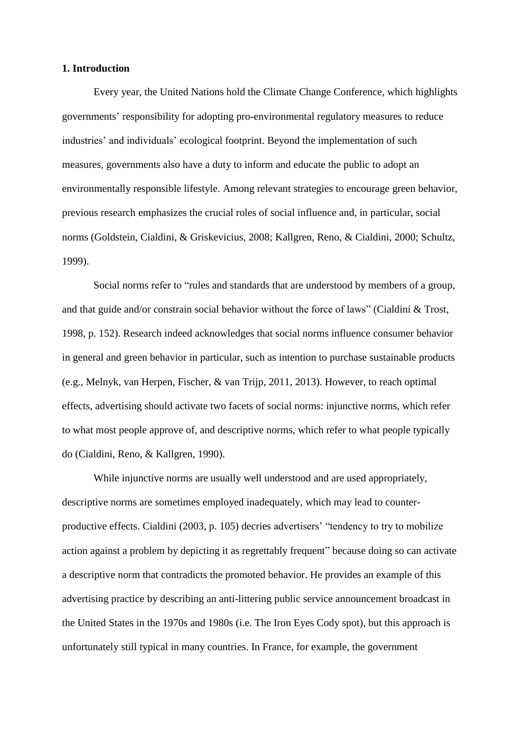## 1. Introduction

Every year, the United Nations hold the Climate Change Conference, which highlights governments' responsibility for adopting pro-environmental regulatory measures to reduce industries' and individuals' ecological footprint. Beyond the implementation of such measures, governments also have a duty to inform and educate the public to adopt an environmentally responsible lifestyle. Among relevant strategies to encourage green behavior, previous research emphasizes the crucial roles of social influence and, in particular, social norms (Goldstein, Cialdini, & Griskevicius, 2008; Kallgren, Reno, & Cialdini, 2000; Schultz, 1999).

Social norms refer to "rules and standards that are understood by members of a group, and that guide and/or constrain social behavior without the force of laws" (Cialdini & Trost, 1998, p. 152). Research indeed acknowledges that social norms influence consumer behavior in general and green behavior in particular, such as intention to purchase sustainable products (e.g., Melnyk, van Herpen, Fischer, & van Trijp, 2011, 2013). However, to reach optimal effects, advertising should activate two facets of social norms: injunctive norms, which refer to what most people approve of, and descriptive norms, which refer to what people typically do (Cialdini, Reno, & Kallgren, 1990).

While injunctive norms are usually well understood and are used appropriately, descriptive norms are sometimes employed inadequately, which may lead to counter-productive effects. Cialdini (2003, p. 105) decries advertisers' "tendency to try to mobilize action against a problem by depicting it as regrettably frequent" because doing so can activate a descriptive norm that contradicts the promoted behavior. He provides an example of this advertising practice by describing an anti-littering public service announcement broadcast in the United States in the 1970s and 1980s (i.e. The Iron Eyes Cody spot), but this approach is unfortunately still typical in many countries. In France, for example, the government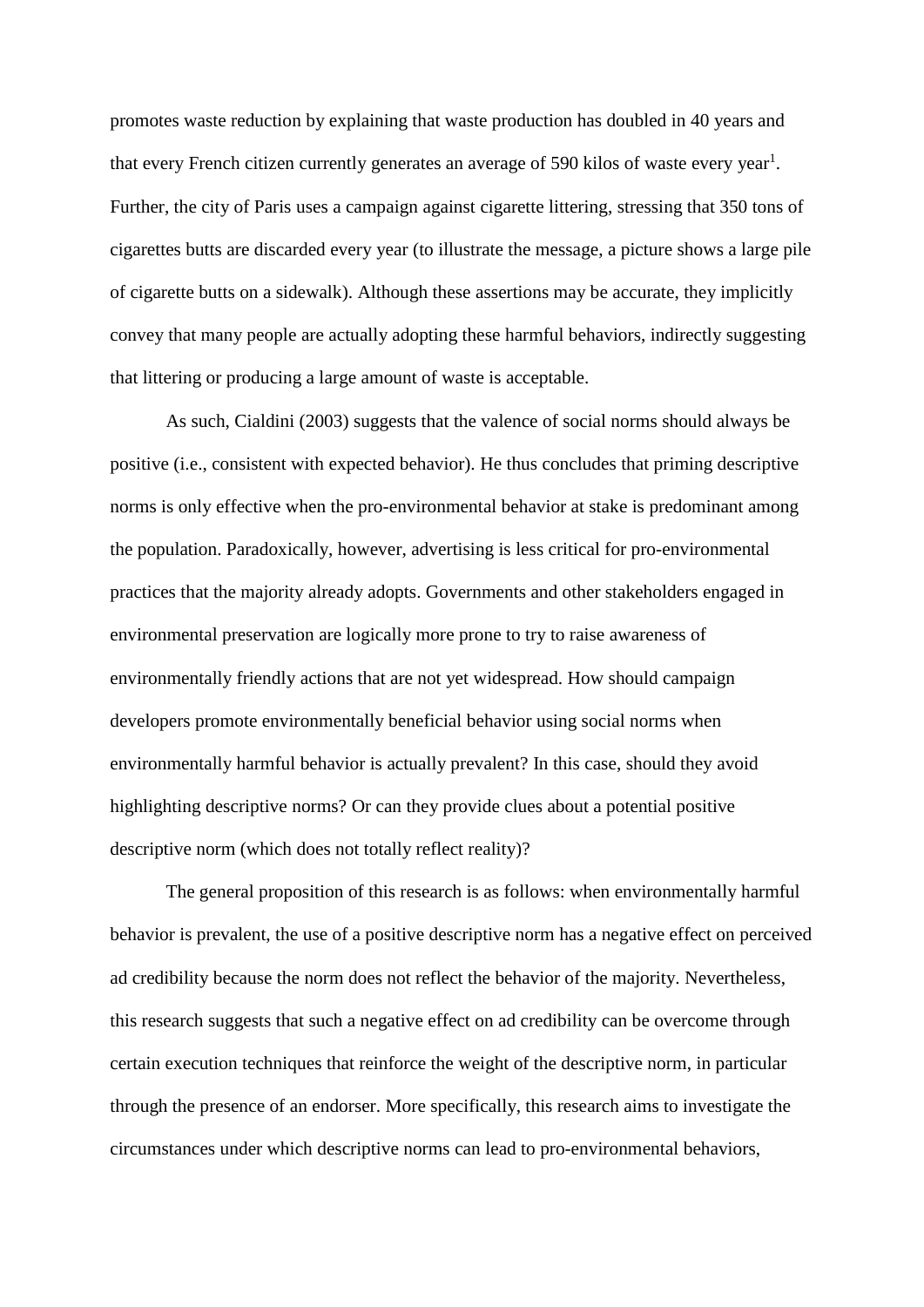promotes waste reduction by explaining that waste production has doubled in 40 years and that every French citizen currently generates an average of 590 kilos of waste every year[1]. Further, the city of Paris uses a campaign against cigarette littering, stressing that 350 tons of cigarettes butts are discarded every year (to illustrate the message, a picture shows a large pile of cigarette butts on a sidewalk). Although these assertions may be accurate, they implicitly convey that many people are actually adopting these harmful behaviors, indirectly suggesting that littering or producing a large amount of waste is acceptable.

As such, Cialdini (2003) suggests that the valence of social norms should always be positive (i.e., consistent with expected behavior). He thus concludes that priming descriptive norms is only effective when the pro-environmental behavior at stake is predominant among the population. Paradoxically, however, advertising is less critical for pro-environmental practices that the majority already adopts. Governments and other stakeholders engaged in environmental preservation are logically more prone to try to raise awareness of environmentally friendly actions that are not yet widespread. How should campaign developers promote environmentally beneficial behavior using social norms when environmentally harmful behavior is actually prevalent? In this case, should they avoid highlighting descriptive norms? Or can they provide clues about a potential positive descriptive norm (which does not totally reflect reality)?

The general proposition of this research is as follows: when environmentally harmful behavior is prevalent, the use of a positive descriptive norm has a negative effect on perceived ad credibility because the norm does not reflect the behavior of the majority. Nevertheless, this research suggests that such a negative effect on ad credibility can be overcome through certain execution techniques that reinforce the weight of the descriptive norm, in particular through the presence of an endorser. More specifically, this research aims to investigate the circumstances under which descriptive norms can lead to pro-environmental behaviors,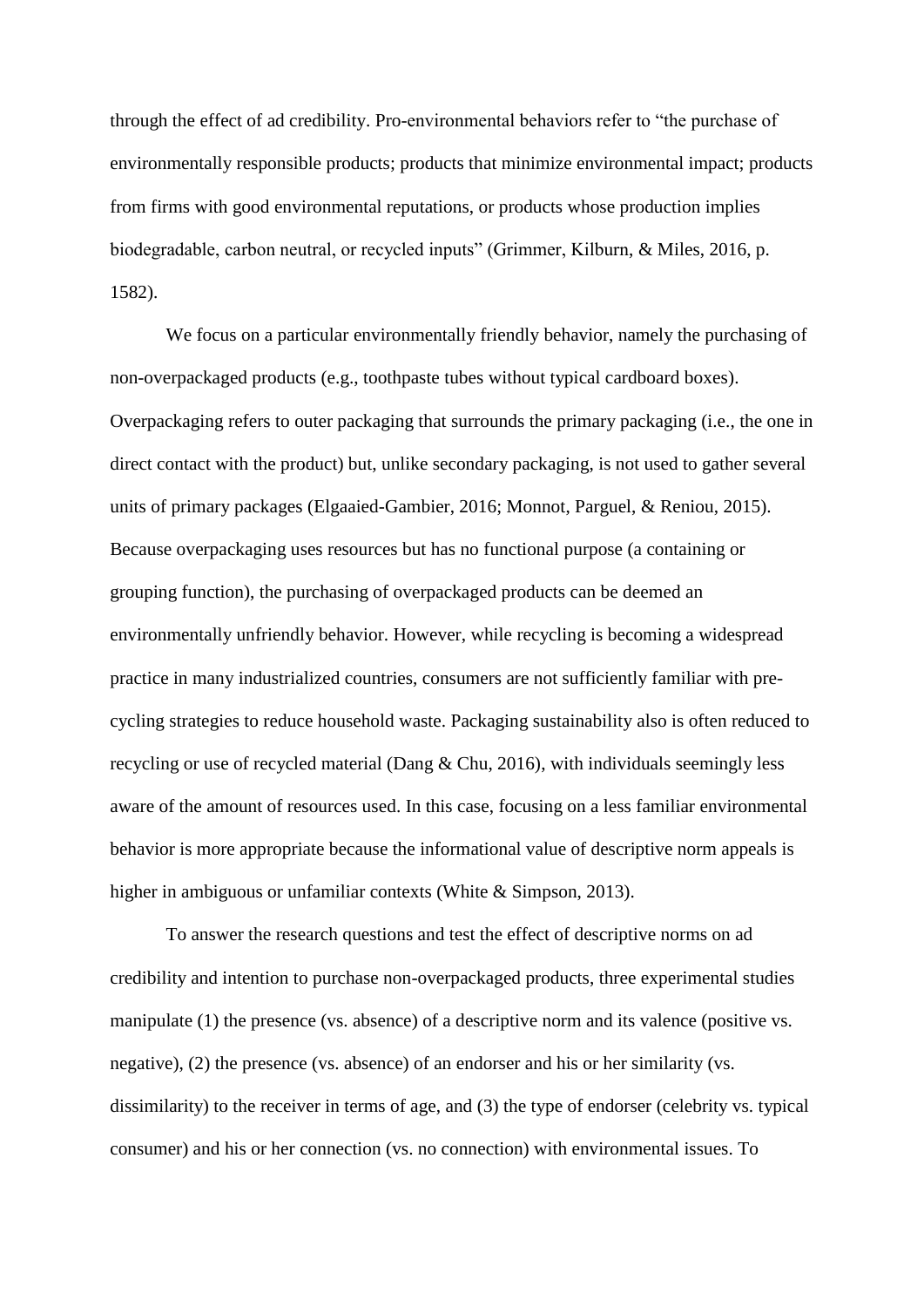through the effect of ad credibility. Pro-environmental behaviors refer to "the purchase of environmentally responsible products; products that minimize environmental impact; products from firms with good environmental reputations, or products whose production implies biodegradable, carbon neutral, or recycled inputs" (Grimmer, Kilburn, & Miles, 2016, p. 1582).

We focus on a particular environmentally friendly behavior, namely the purchasing of non-overpackaged products (e.g., toothpaste tubes without typical cardboard boxes). Overpackaging refers to outer packaging that surrounds the primary packaging (i.e., the one in direct contact with the product) but, unlike secondary packaging, is not used to gather several units of primary packages (Elgaaied-Gambier, 2016; Monnot, Parguel, & Reniou, 2015). Because overpackaging uses resources but has no functional purpose (a containing or grouping function), the purchasing of overpackaged products can be deemed an environmentally unfriendly behavior. However, while recycling is becoming a widespread practice in many industrialized countries, consumers are not sufficiently familiar with pre-cycling strategies to reduce household waste. Packaging sustainability also is often reduced to recycling or use of recycled material (Dang & Chu, 2016), with individuals seemingly less aware of the amount of resources used. In this case, focusing on a less familiar environmental behavior is more appropriate because the informational value of descriptive norm appeals is higher in ambiguous or unfamiliar contexts (White & Simpson, 2013).

To answer the research questions and test the effect of descriptive norms on ad credibility and intention to purchase non-overpackaged products, three experimental studies manipulate (1) the presence (vs. absence) of a descriptive norm and its valence (positive vs. negative), (2) the presence (vs. absence) of an endorser and his or her similarity (vs. dissimilarity) to the receiver in terms of age, and (3) the type of endorser (celebrity vs. typical consumer) and his or her connection (vs. no connection) with environmental issues. To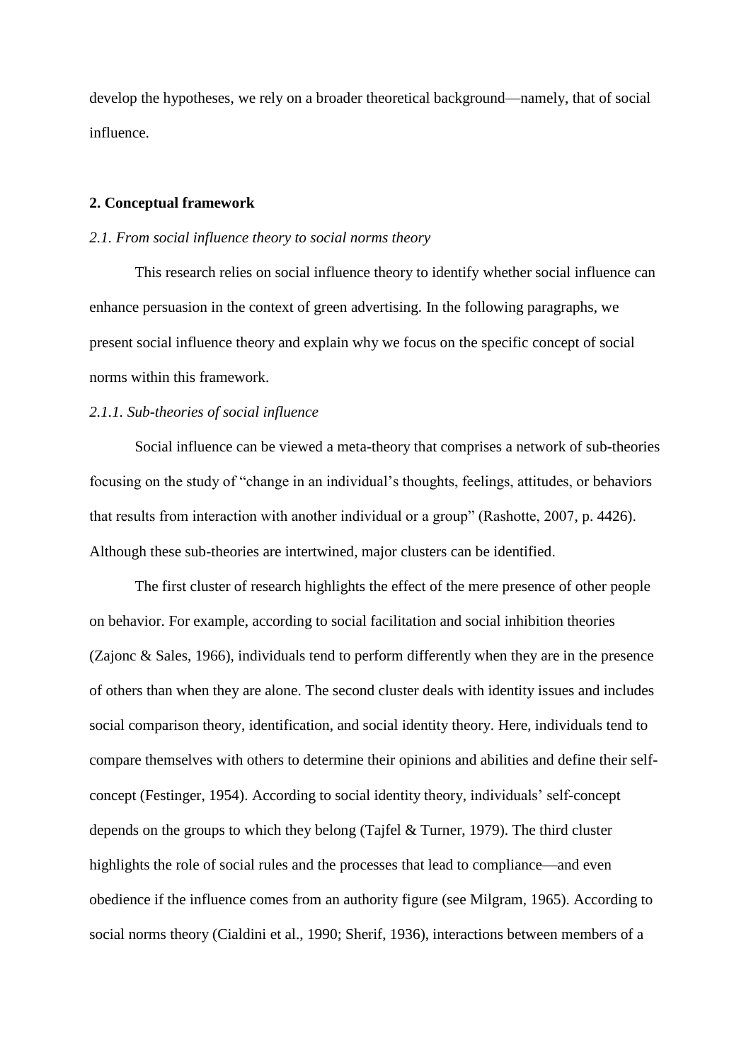develop the hypotheses, we rely on a broader theoretical background—namely, that of social influence.

## 2. Conceptual framework

### *2.1. From social influence theory to social norms theory*

This research relies on social influence theory to identify whether social influence can enhance persuasion in the context of green advertising. In the following paragraphs, we present social influence theory and explain why we focus on the specific concept of social norms within this framework.

#### *2.1.1. Sub-theories of social influence*

Social influence can be viewed a meta-theory that comprises a network of sub-theories focusing on the study of "change in an individual's thoughts, feelings, attitudes, or behaviors that results from interaction with another individual or a group" (Rashotte, 2007, p. 4426). Although these sub-theories are intertwined, major clusters can be identified.

The first cluster of research highlights the effect of the mere presence of other people on behavior. For example, according to social facilitation and social inhibition theories (Zajonc & Sales, 1966), individuals tend to perform differently when they are in the presence of others than when they are alone. The second cluster deals with identity issues and includes social comparison theory, identification, and social identity theory. Here, individuals tend to compare themselves with others to determine their opinions and abilities and define their self-concept (Festinger, 1954). According to social identity theory, individuals' self-concept depends on the groups to which they belong (Tajfel & Turner, 1979). The third cluster highlights the role of social rules and the processes that lead to compliance—and even obedience if the influence comes from an authority figure (see Milgram, 1965). According to social norms theory (Cialdini et al., 1990; Sherif, 1936), interactions between members of a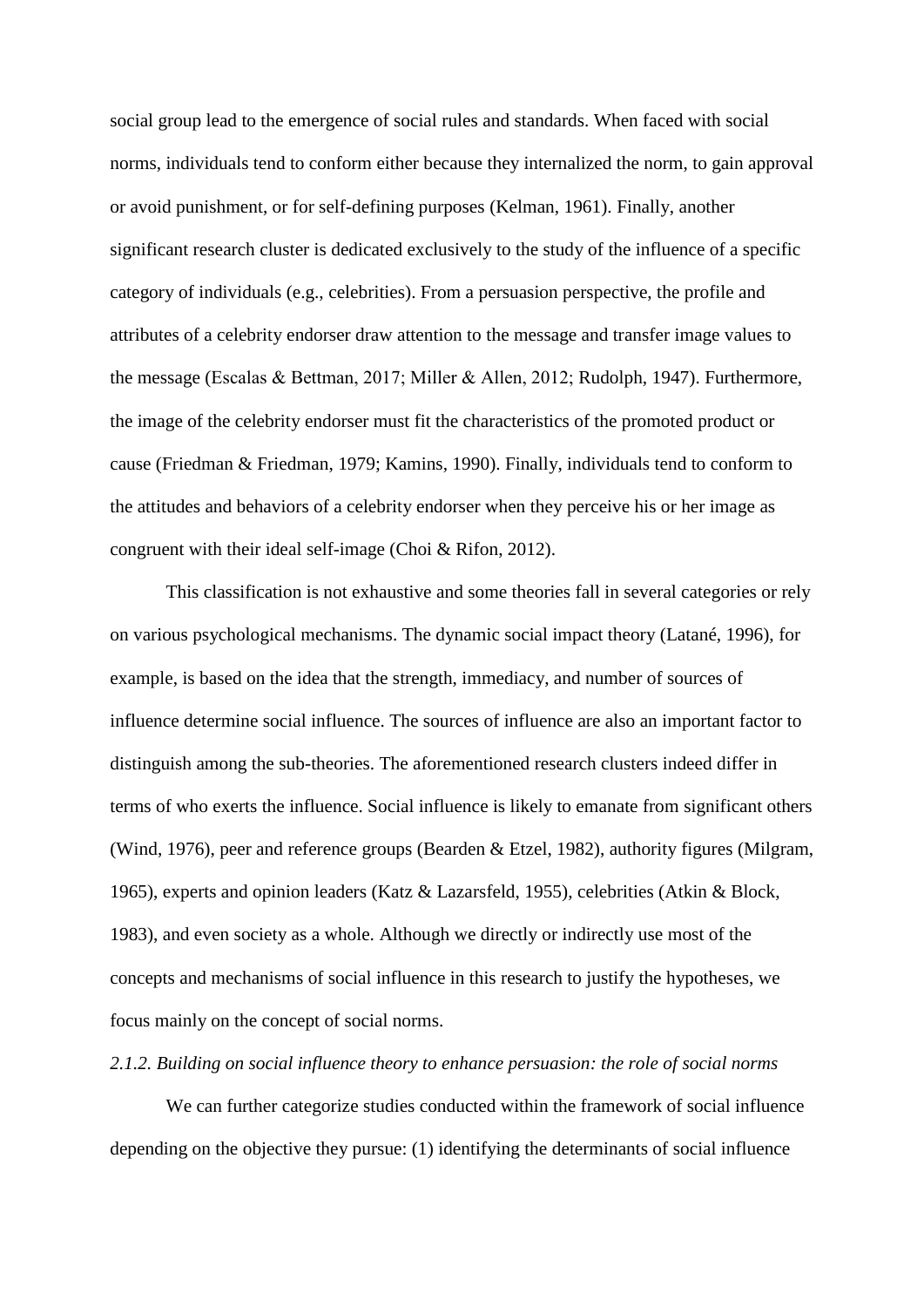social group lead to the emergence of social rules and standards. When faced with social norms, individuals tend to conform either because they internalized the norm, to gain approval or avoid punishment, or for self-defining purposes (Kelman, 1961). Finally, another significant research cluster is dedicated exclusively to the study of the influence of a specific category of individuals (e.g., celebrities). From a persuasion perspective, the profile and attributes of a celebrity endorser draw attention to the message and transfer image values to the message (Escalas & Bettman, 2017; Miller & Allen, 2012; Rudolph, 1947). Furthermore, the image of the celebrity endorser must fit the characteristics of the promoted product or cause (Friedman & Friedman, 1979; Kamins, 1990). Finally, individuals tend to conform to the attitudes and behaviors of a celebrity endorser when they perceive his or her image as congruent with their ideal self-image (Choi & Rifon, 2012).

This classification is not exhaustive and some theories fall in several categories or rely on various psychological mechanisms. The dynamic social impact theory (Latané, 1996), for example, is based on the idea that the strength, immediacy, and number of sources of influence determine social influence. The sources of influence are also an important factor to distinguish among the sub-theories. The aforementioned research clusters indeed differ in terms of who exerts the influence. Social influence is likely to emanate from significant others (Wind, 1976), peer and reference groups (Bearden & Etzel, 1982), authority figures (Milgram, 1965), experts and opinion leaders (Katz & Lazarsfeld, 1955), celebrities (Atkin & Block, 1983), and even society as a whole. Although we directly or indirectly use most of the concepts and mechanisms of social influence in this research to justify the hypotheses, we focus mainly on the concept of social norms.

#### *2.1.2. Building on social influence theory to enhance persuasion: the role of social norms*

We can further categorize studies conducted within the framework of social influence depending on the objective they pursue: (1) identifying the determinants of social influence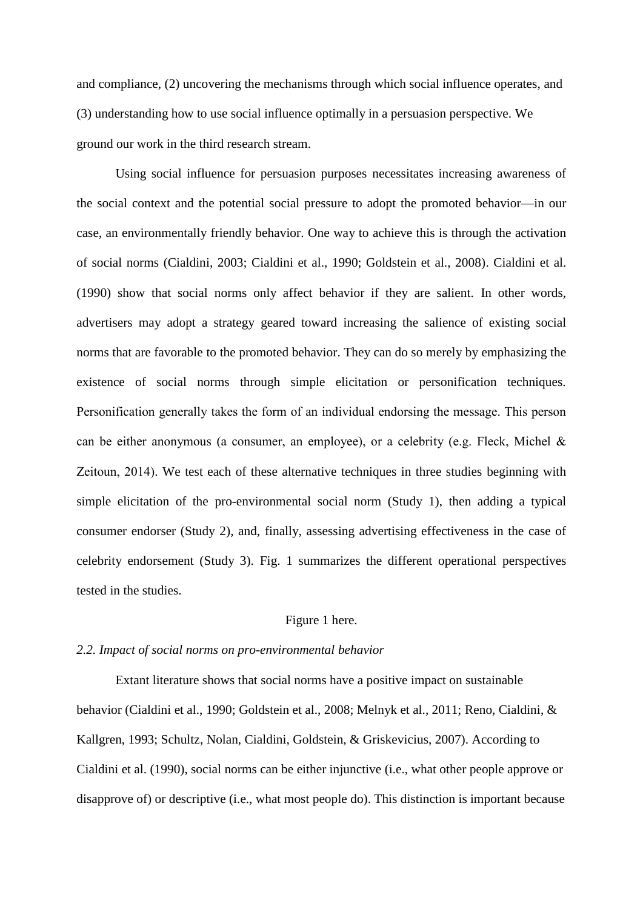and compliance, (2) uncovering the mechanisms through which social influence operates, and (3) understanding how to use social influence optimally in a persuasion perspective. We ground our work in the third research stream.

Using social influence for persuasion purposes necessitates increasing awareness of the social context and the potential social pressure to adopt the promoted behavior—in our case, an environmentally friendly behavior. One way to achieve this is through the activation of social norms (Cialdini, 2003; Cialdini et al., 1990; Goldstein et al., 2008). Cialdini et al. (1990) show that social norms only affect behavior if they are salient. In other words, advertisers may adopt a strategy geared toward increasing the salience of existing social norms that are favorable to the promoted behavior. They can do so merely by emphasizing the existence of social norms through simple elicitation or personification techniques. Personification generally takes the form of an individual endorsing the message. This person can be either anonymous (a consumer, an employee), or a celebrity (e.g. Fleck, Michel & Zeitoun, 2014). We test each of these alternative techniques in three studies beginning with simple elicitation of the pro-environmental social norm (Study 1), then adding a typical consumer endorser (Study 2), and, finally, assessing advertising effectiveness in the case of celebrity endorsement (Study 3). Fig. 1 summarizes the different operational perspectives tested in the studies.

Figure 1 here.

*2.2. Impact of social norms on pro-environmental behavior*

Extant literature shows that social norms have a positive impact on sustainable behavior (Cialdini et al., 1990; Goldstein et al., 2008; Melnyk et al., 2011; Reno, Cialdini, & Kallgren, 1993; Schultz, Nolan, Cialdini, Goldstein, & Griskevicius, 2007). According to Cialdini et al. (1990), social norms can be either injunctive (i.e., what other people approve or disapprove of) or descriptive (i.e., what most people do). This distinction is important because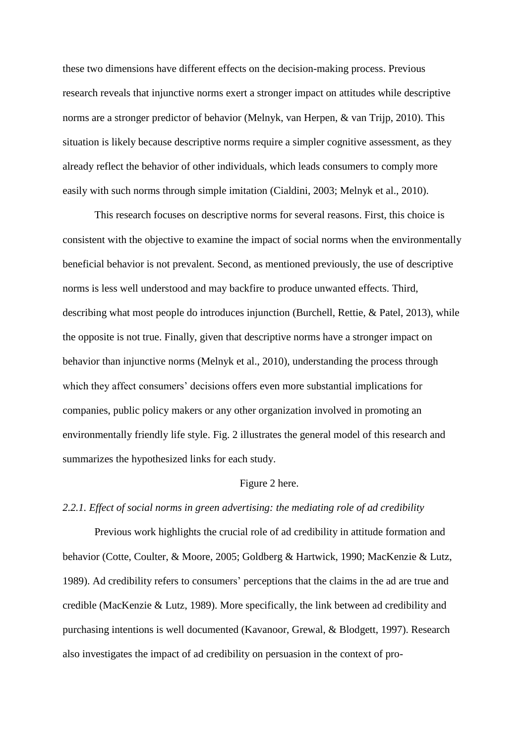these two dimensions have different effects on the decision-making process. Previous research reveals that injunctive norms exert a stronger impact on attitudes while descriptive norms are a stronger predictor of behavior (Melnyk, van Herpen, & van Trijp, 2010). This situation is likely because descriptive norms require a simpler cognitive assessment, as they already reflect the behavior of other individuals, which leads consumers to comply more easily with such norms through simple imitation (Cialdini, 2003; Melnyk et al., 2010).

This research focuses on descriptive norms for several reasons. First, this choice is consistent with the objective to examine the impact of social norms when the environmentally beneficial behavior is not prevalent. Second, as mentioned previously, the use of descriptive norms is less well understood and may backfire to produce unwanted effects. Third, describing what most people do introduces injunction (Burchell, Rettie, & Patel, 2013), while the opposite is not true. Finally, given that descriptive norms have a stronger impact on behavior than injunctive norms (Melnyk et al., 2010), understanding the process through which they affect consumers' decisions offers even more substantial implications for companies, public policy makers or any other organization involved in promoting an environmentally friendly life style. Fig. 2 illustrates the general model of this research and summarizes the hypothesized links for each study.

Figure 2 here.

*2.2.1. Effect of social norms in green advertising: the mediating role of ad credibility*

Previous work highlights the crucial role of ad credibility in attitude formation and behavior (Cotte, Coulter, & Moore, 2005; Goldberg & Hartwick, 1990; MacKenzie & Lutz, 1989). Ad credibility refers to consumers' perceptions that the claims in the ad are true and credible (MacKenzie & Lutz, 1989). More specifically, the link between ad credibility and purchasing intentions is well documented (Kavanoor, Grewal, & Blodgett, 1997). Research also investigates the impact of ad credibility on persuasion in the context of pro-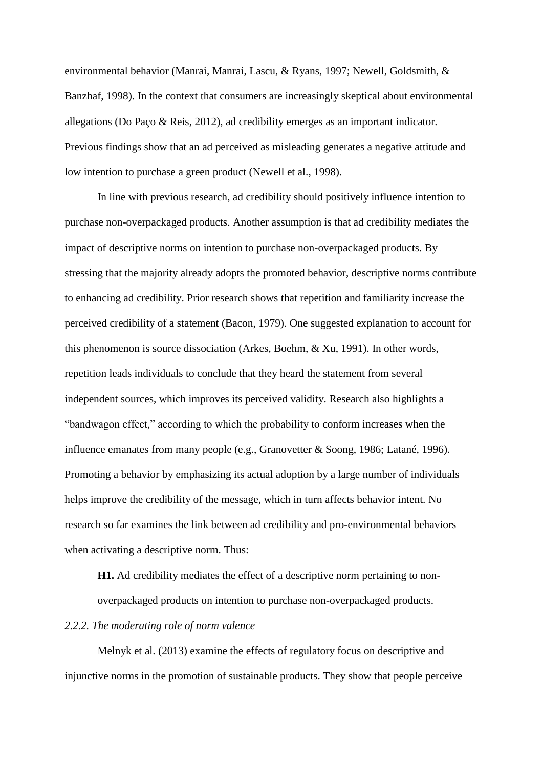environmental behavior (Manrai, Manrai, Lascu, & Ryans, 1997; Newell, Goldsmith, & Banzhaf, 1998). In the context that consumers are increasingly skeptical about environmental allegations (Do Paço & Reis, 2012), ad credibility emerges as an important indicator. Previous findings show that an ad perceived as misleading generates a negative attitude and low intention to purchase a green product (Newell et al., 1998).

In line with previous research, ad credibility should positively influence intention to purchase non-overpackaged products. Another assumption is that ad credibility mediates the impact of descriptive norms on intention to purchase non-overpackaged products. By stressing that the majority already adopts the promoted behavior, descriptive norms contribute to enhancing ad credibility. Prior research shows that repetition and familiarity increase the perceived credibility of a statement (Bacon, 1979). One suggested explanation to account for this phenomenon is source dissociation (Arkes, Boehm, & Xu, 1991). In other words, repetition leads individuals to conclude that they heard the statement from several independent sources, which improves its perceived validity. Research also highlights a "bandwagon effect," according to which the probability to conform increases when the influence emanates from many people (e.g., Granovetter & Soong, 1986; Latané, 1996). Promoting a behavior by emphasizing its actual adoption by a large number of individuals helps improve the credibility of the message, which in turn affects behavior intent. No research so far examines the link between ad credibility and pro-environmental behaviors when activating a descriptive norm. Thus:

**H1.** Ad credibility mediates the effect of a descriptive norm pertaining to non-overpackaged products on intention to purchase non-overpackaged products.

*2.2.2. The moderating role of norm valence*

Melnyk et al. (2013) examine the effects of regulatory focus on descriptive and injunctive norms in the promotion of sustainable products. They show that people perceive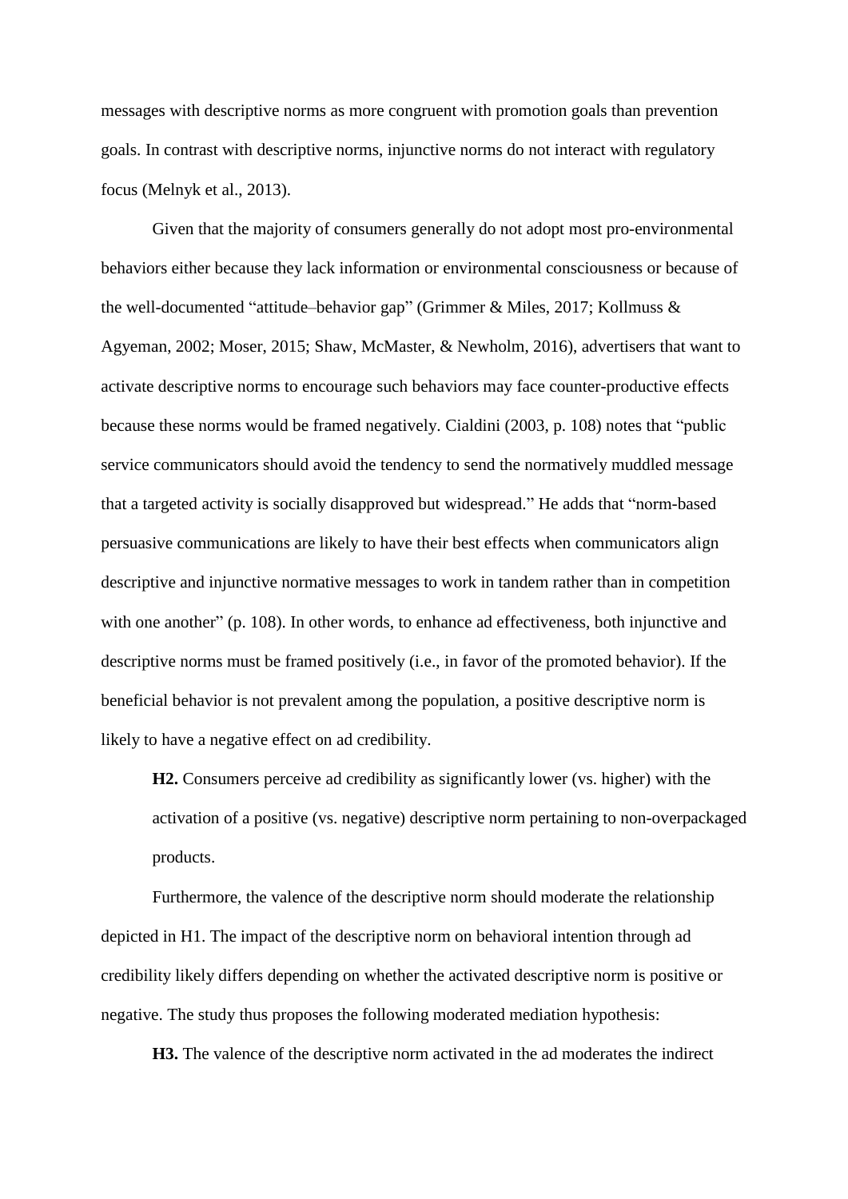messages with descriptive norms as more congruent with promotion goals than prevention goals. In contrast with descriptive norms, injunctive norms do not interact with regulatory focus (Melnyk et al., 2013).

Given that the majority of consumers generally do not adopt most pro-environmental behaviors either because they lack information or environmental consciousness or because of the well-documented "attitude–behavior gap" (Grimmer & Miles, 2017; Kollmuss & Agyeman, 2002; Moser, 2015; Shaw, McMaster, & Newholm, 2016), advertisers that want to activate descriptive norms to encourage such behaviors may face counter-productive effects because these norms would be framed negatively. Cialdini (2003, p. 108) notes that "public service communicators should avoid the tendency to send the normatively muddled message that a targeted activity is socially disapproved but widespread." He adds that "norm-based persuasive communications are likely to have their best effects when communicators align descriptive and injunctive normative messages to work in tandem rather than in competition with one another" (p. 108). In other words, to enhance ad effectiveness, both injunctive and descriptive norms must be framed positively (i.e., in favor of the promoted behavior). If the beneficial behavior is not prevalent among the population, a positive descriptive norm is likely to have a negative effect on ad credibility.

**H2.** Consumers perceive ad credibility as significantly lower (vs. higher) with the activation of a positive (vs. negative) descriptive norm pertaining to non-overpackaged products.

Furthermore, the valence of the descriptive norm should moderate the relationship depicted in H1. The impact of the descriptive norm on behavioral intention through ad credibility likely differs depending on whether the activated descriptive norm is positive or negative. The study thus proposes the following moderated mediation hypothesis:

**H3.** The valence of the descriptive norm activated in the ad moderates the indirect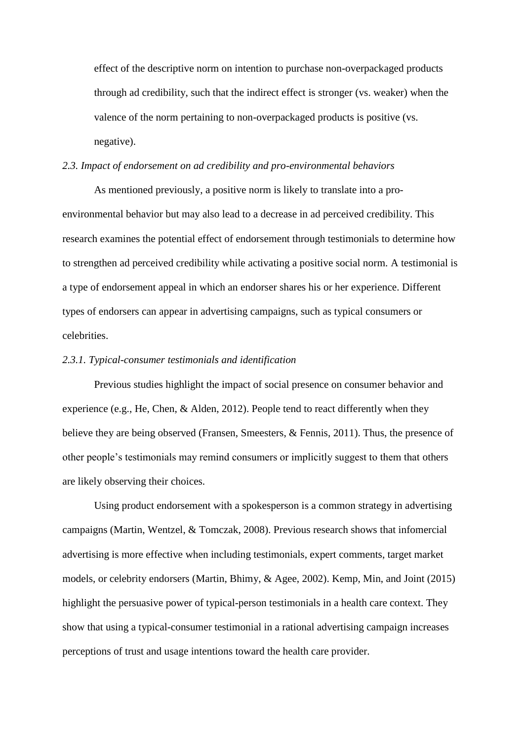effect of the descriptive norm on intention to purchase non-overpackaged products through ad credibility, such that the indirect effect is stronger (vs. weaker) when the valence of the norm pertaining to non-overpackaged products is positive (vs. negative).

### *2.3. Impact of endorsement on ad credibility and pro-environmental behaviors*

As mentioned previously, a positive norm is likely to translate into a pro-environmental behavior but may also lead to a decrease in ad perceived credibility. This research examines the potential effect of endorsement through testimonials to determine how to strengthen ad perceived credibility while activating a positive social norm. A testimonial is a type of endorsement appeal in which an endorser shares his or her experience. Different types of endorsers can appear in advertising campaigns, such as typical consumers or celebrities.

#### *2.3.1. Typical-consumer testimonials and identification*

Previous studies highlight the impact of social presence on consumer behavior and experience (e.g., He, Chen, & Alden, 2012). People tend to react differently when they believe they are being observed (Fransen, Smeesters, & Fennis, 2011). Thus, the presence of other people's testimonials may remind consumers or implicitly suggest to them that others are likely observing their choices.

Using product endorsement with a spokesperson is a common strategy in advertising campaigns (Martin, Wentzel, & Tomczak, 2008). Previous research shows that infomercial advertising is more effective when including testimonials, expert comments, target market models, or celebrity endorsers (Martin, Bhimy, & Agee, 2002). Kemp, Min, and Joint (2015) highlight the persuasive power of typical-person testimonials in a health care context. They show that using a typical-consumer testimonial in a rational advertising campaign increases perceptions of trust and usage intentions toward the health care provider.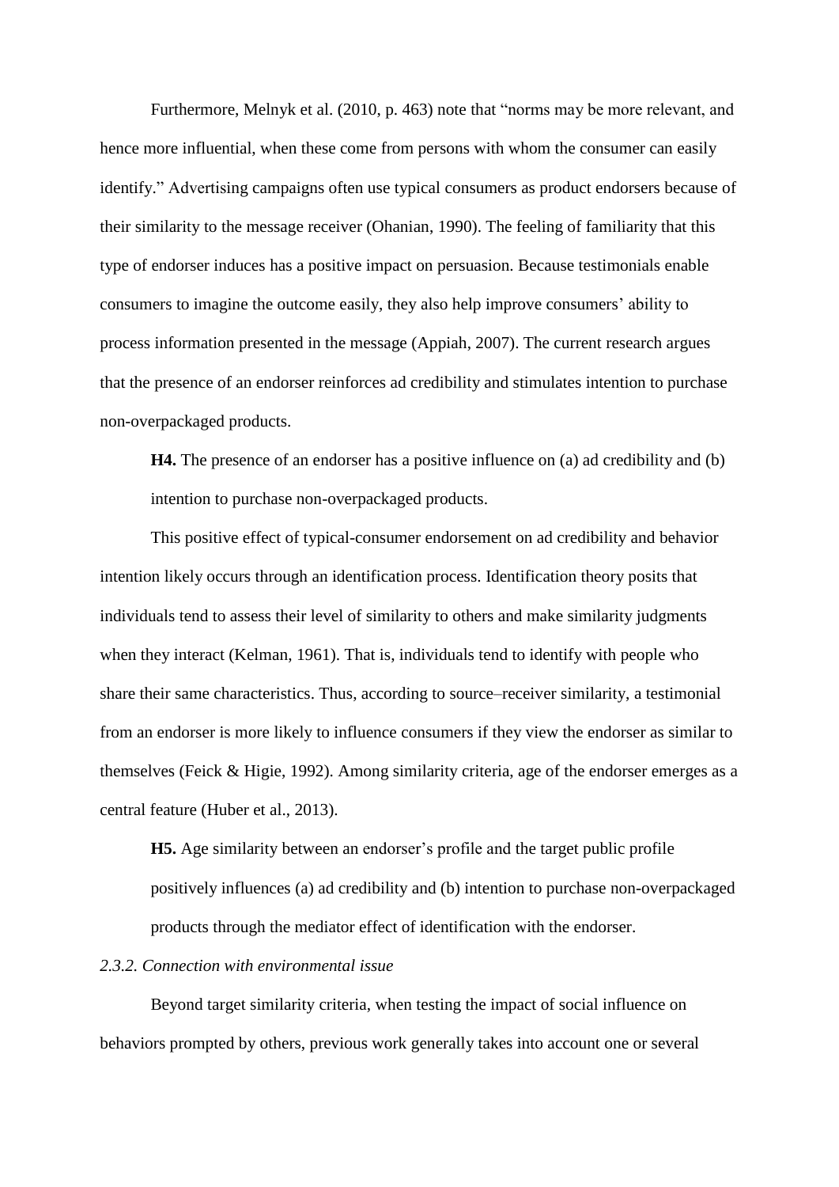Furthermore, Melnyk et al. (2010, p. 463) note that "norms may be more relevant, and hence more influential, when these come from persons with whom the consumer can easily identify." Advertising campaigns often use typical consumers as product endorsers because of their similarity to the message receiver (Ohanian, 1990). The feeling of familiarity that this type of endorser induces has a positive impact on persuasion. Because testimonials enable consumers to imagine the outcome easily, they also help improve consumers' ability to process information presented in the message (Appiah, 2007). The current research argues that the presence of an endorser reinforces ad credibility and stimulates intention to purchase non-overpackaged products.

**H4.** The presence of an endorser has a positive influence on (a) ad credibility and (b) intention to purchase non-overpackaged products.

This positive effect of typical-consumer endorsement on ad credibility and behavior intention likely occurs through an identification process. Identification theory posits that individuals tend to assess their level of similarity to others and make similarity judgments when they interact (Kelman, 1961). That is, individuals tend to identify with people who share their same characteristics. Thus, according to source–receiver similarity, a testimonial from an endorser is more likely to influence consumers if they view the endorser as similar to themselves (Feick & Higie, 1992). Among similarity criteria, age of the endorser emerges as a central feature (Huber et al., 2013).

**H5.** Age similarity between an endorser's profile and the target public profile positively influences (a) ad credibility and (b) intention to purchase non-overpackaged products through the mediator effect of identification with the endorser.

*2.3.2. Connection with environmental issue*

Beyond target similarity criteria, when testing the impact of social influence on behaviors prompted by others, previous work generally takes into account one or several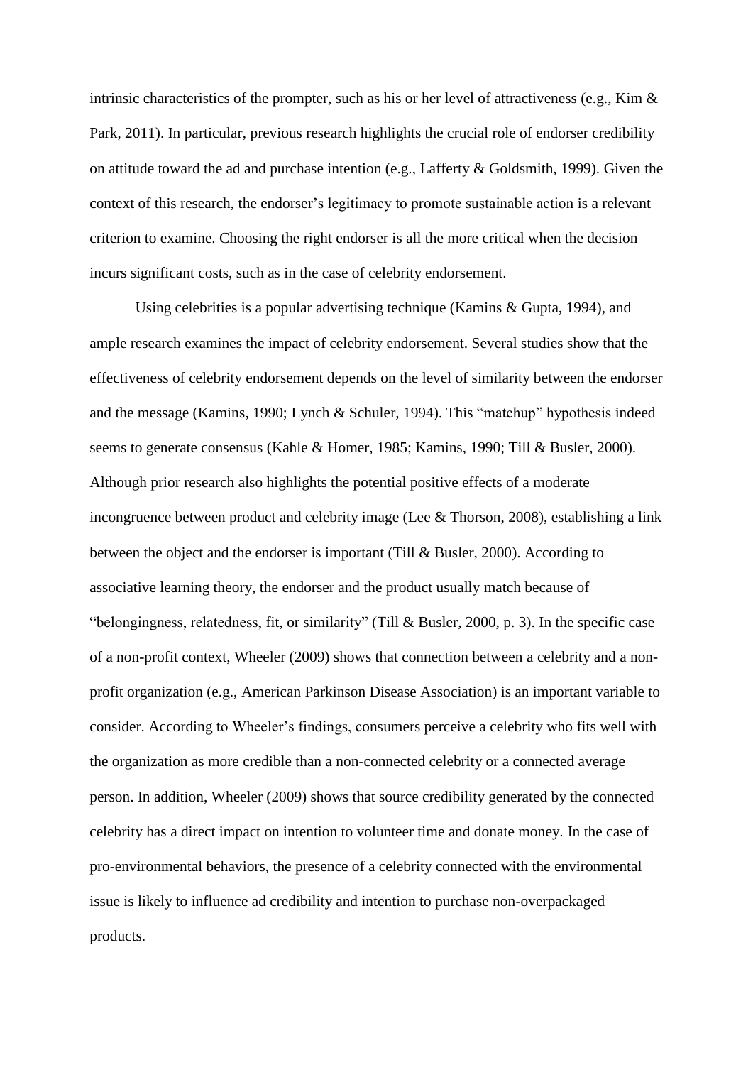intrinsic characteristics of the prompter, such as his or her level of attractiveness (e.g., Kim & Park, 2011). In particular, previous research highlights the crucial role of endorser credibility on attitude toward the ad and purchase intention (e.g., Lafferty & Goldsmith, 1999). Given the context of this research, the endorser's legitimacy to promote sustainable action is a relevant criterion to examine. Choosing the right endorser is all the more critical when the decision incurs significant costs, such as in the case of celebrity endorsement.

Using celebrities is a popular advertising technique (Kamins & Gupta, 1994), and ample research examines the impact of celebrity endorsement. Several studies show that the effectiveness of celebrity endorsement depends on the level of similarity between the endorser and the message (Kamins, 1990; Lynch & Schuler, 1994). This "matchup" hypothesis indeed seems to generate consensus (Kahle & Homer, 1985; Kamins, 1990; Till & Busler, 2000). Although prior research also highlights the potential positive effects of a moderate incongruence between product and celebrity image (Lee & Thorson, 2008), establishing a link between the object and the endorser is important (Till & Busler, 2000). According to associative learning theory, the endorser and the product usually match because of "belongingness, relatedness, fit, or similarity" (Till & Busler, 2000, p. 3). In the specific case of a non-profit context, Wheeler (2009) shows that connection between a celebrity and a non-profit organization (e.g., American Parkinson Disease Association) is an important variable to consider. According to Wheeler's findings, consumers perceive a celebrity who fits well with the organization as more credible than a non-connected celebrity or a connected average person. In addition, Wheeler (2009) shows that source credibility generated by the connected celebrity has a direct impact on intention to volunteer time and donate money. In the case of pro-environmental behaviors, the presence of a celebrity connected with the environmental issue is likely to influence ad credibility and intention to purchase non-overpackaged products.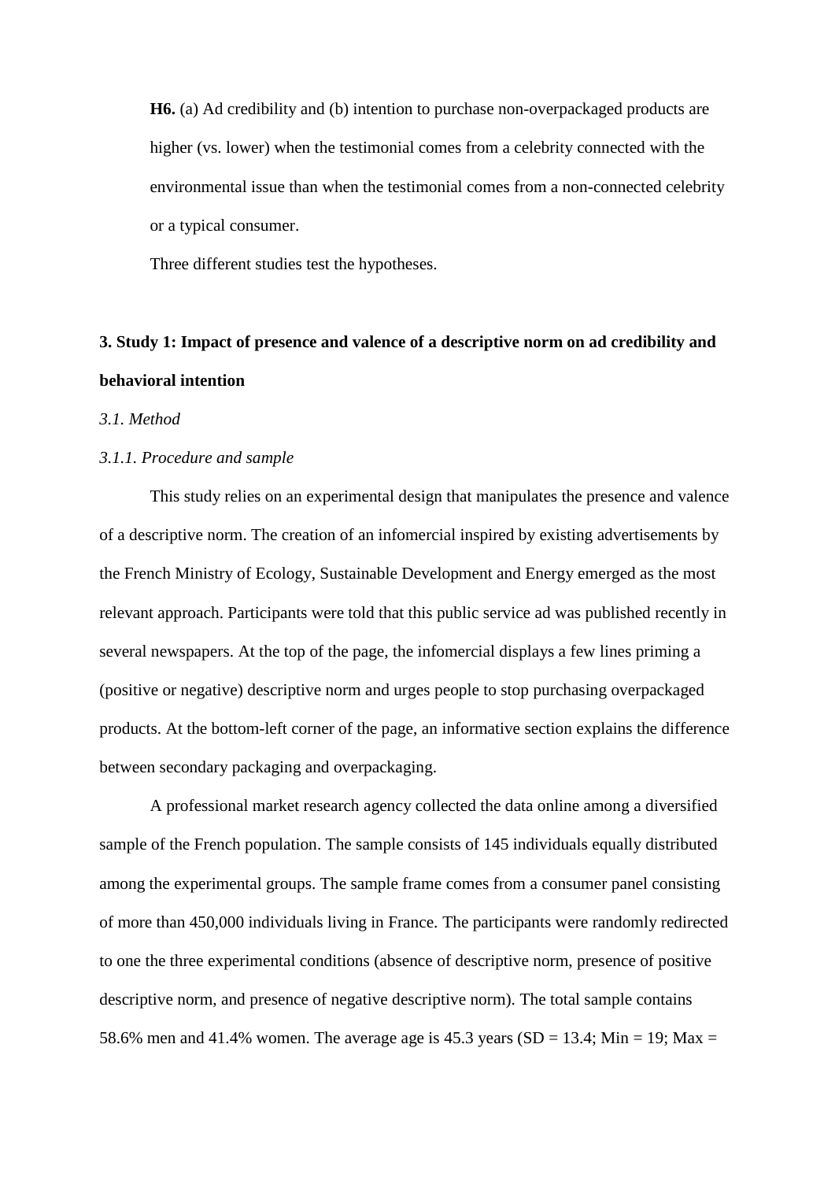**H6.** (a) Ad credibility and (b) intention to purchase non-overpackaged products are higher (vs. lower) when the testimonial comes from a celebrity connected with the environmental issue than when the testimonial comes from a non-connected celebrity or a typical consumer.

Three different studies test the hypotheses.

## 3. Study 1: Impact of presence and valence of a descriptive norm on ad credibility and behavioral intention

### *3.1. Method*

#### *3.1.1. Procedure and sample*

This study relies on an experimental design that manipulates the presence and valence of a descriptive norm. The creation of an infomercial inspired by existing advertisements by the French Ministry of Ecology, Sustainable Development and Energy emerged as the most relevant approach. Participants were told that this public service ad was published recently in several newspapers. At the top of the page, the infomercial displays a few lines priming a (positive or negative) descriptive norm and urges people to stop purchasing overpackaged products. At the bottom-left corner of the page, an informative section explains the difference between secondary packaging and overpackaging.

A professional market research agency collected the data online among a diversified sample of the French population. The sample consists of 145 individuals equally distributed among the experimental groups. The sample frame comes from a consumer panel consisting of more than 450,000 individuals living in France. The participants were randomly redirected to one the three experimental conditions (absence of descriptive norm, presence of positive descriptive norm, and presence of negative descriptive norm). The total sample contains 58.6% men and 41.4% women. The average age is 45.3 years (SD = 13.4; Min = 19; Max =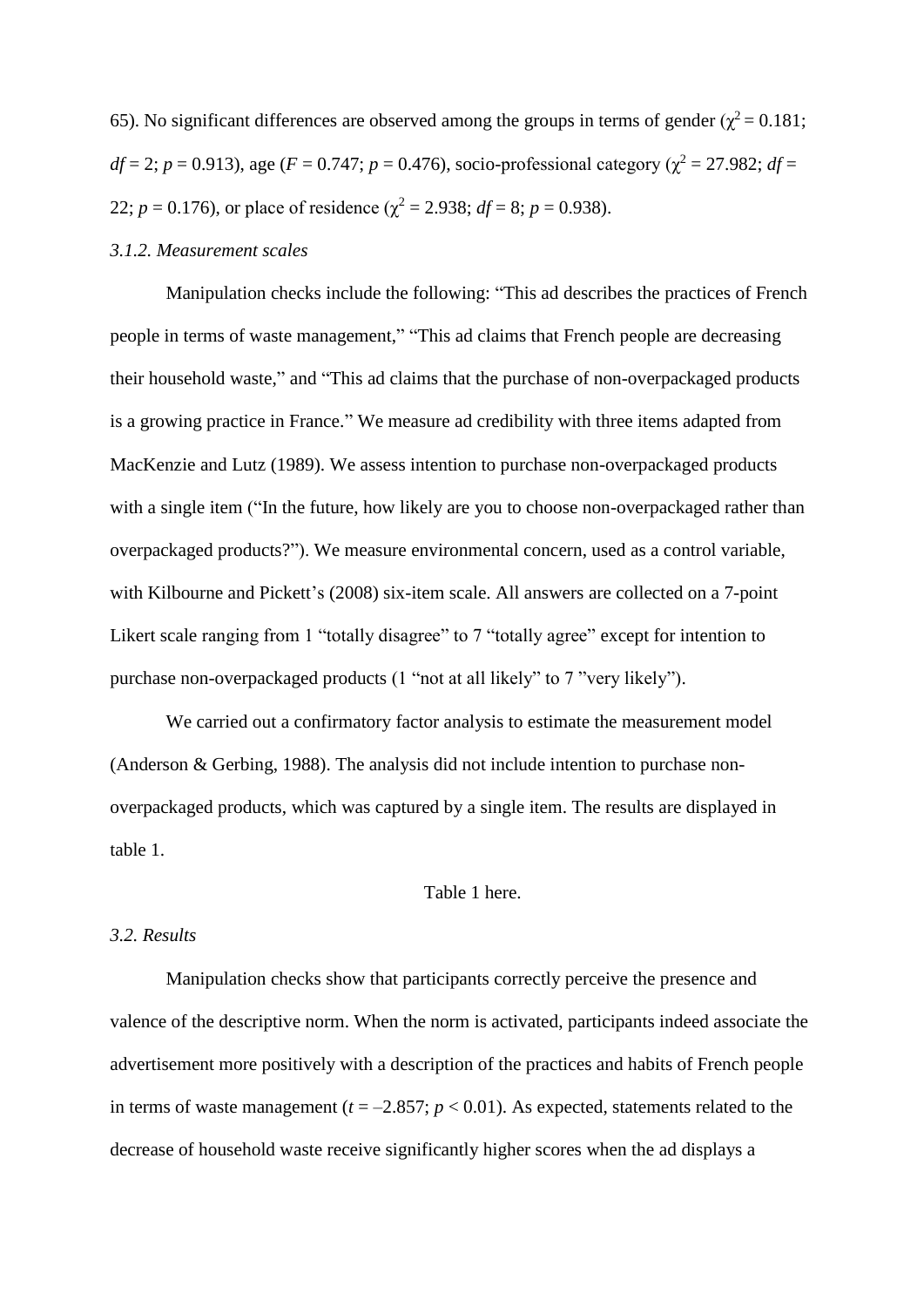65). No significant differences are observed among the groups in terms of gender ($\chi^2 = 0.181$; $df = 2$; $p = 0.913$), age ($F = 0.747$; $p = 0.476$), socio-professional category ($\chi^2 = 27.982$; $df = 22$; $p = 0.176$), or place of residence ($\chi^2 = 2.938$; $df = 8$; $p = 0.938$).

*3.1.2. Measurement scales*

Manipulation checks include the following: "This ad describes the practices of French people in terms of waste management," "This ad claims that French people are decreasing their household waste," and "This ad claims that the purchase of non-overpackaged products is a growing practice in France." We measure ad credibility with three items adapted from MacKenzie and Lutz (1989). We assess intention to purchase non-overpackaged products with a single item ("In the future, how likely are you to choose non-overpackaged rather than overpackaged products?"). We measure environmental concern, used as a control variable, with Kilbourne and Pickett's (2008) six-item scale. All answers are collected on a 7-point Likert scale ranging from 1 "totally disagree" to 7 "totally agree" except for intention to purchase non-overpackaged products (1 "not at all likely" to 7 "very likely").

We carried out a confirmatory factor analysis to estimate the measurement model (Anderson & Gerbing, 1988). The analysis did not include intention to purchase non-overpackaged products, which was captured by a single item. The results are displayed in table 1.

Table 1 here.

*3.2. Results*

Manipulation checks show that participants correctly perceive the presence and valence of the descriptive norm. When the norm is activated, participants indeed associate the advertisement more positively with a description of the practices and habits of French people in terms of waste management ($t = -2.857$; $p < 0.01$). As expected, statements related to the decrease of household waste receive significantly higher scores when the ad displays a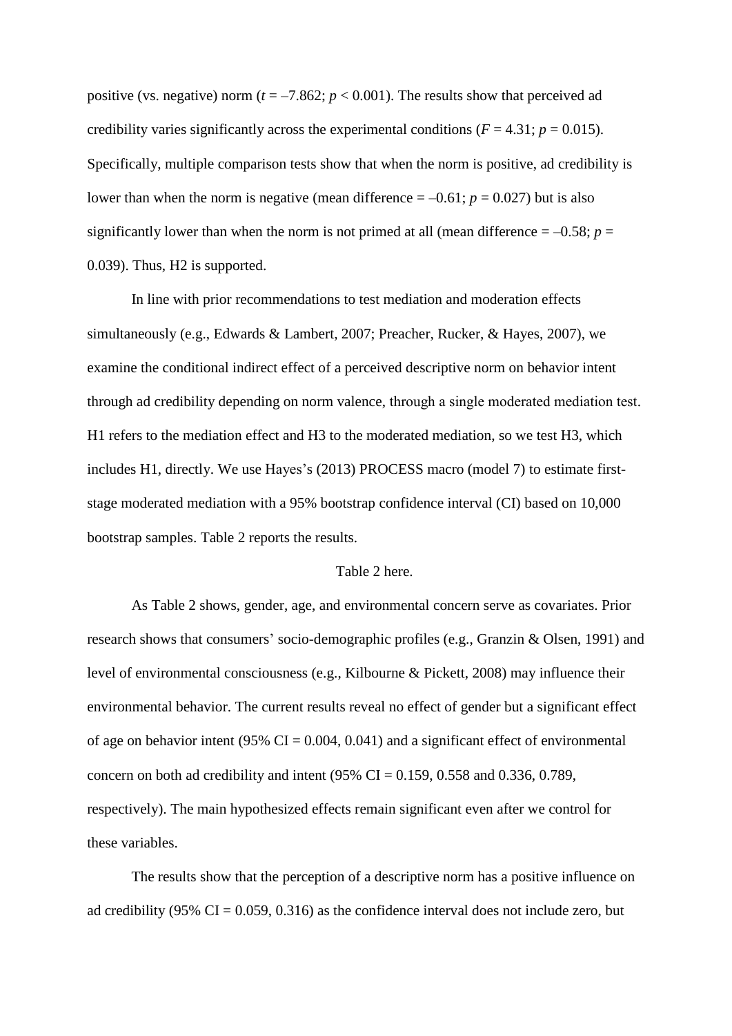positive (vs. negative) norm ($t = –7.862$; $p < 0.001$). The results show that perceived ad credibility varies significantly across the experimental conditions ($F = 4.31$; $p = 0.015$). Specifically, multiple comparison tests show that when the norm is positive, ad credibility is lower than when the norm is negative (mean difference = –0.61; $p = 0.027$) but is also significantly lower than when the norm is not primed at all (mean difference = –0.58; $p = 0.039$). Thus, H2 is supported.

In line with prior recommendations to test mediation and moderation effects simultaneously (e.g., Edwards & Lambert, 2007; Preacher, Rucker, & Hayes, 2007), we examine the conditional indirect effect of a perceived descriptive norm on behavior intent through ad credibility depending on norm valence, through a single moderated mediation test. H1 refers to the mediation effect and H3 to the moderated mediation, so we test H3, which includes H1, directly. We use Hayes's (2013) PROCESS macro (model 7) to estimate first-stage moderated mediation with a 95% bootstrap confidence interval (CI) based on 10,000 bootstrap samples. Table 2 reports the results.

Table 2 here.

As Table 2 shows, gender, age, and environmental concern serve as covariates. Prior research shows that consumers' socio-demographic profiles (e.g., Granzin & Olsen, 1991) and level of environmental consciousness (e.g., Kilbourne & Pickett, 2008) may influence their environmental behavior. The current results reveal no effect of gender but a significant effect of age on behavior intent (95% CI = 0.004, 0.041) and a significant effect of environmental concern on both ad credibility and intent (95% CI = 0.159, 0.558 and 0.336, 0.789, respectively). The main hypothesized effects remain significant even after we control for these variables.

The results show that the perception of a descriptive norm has a positive influence on ad credibility (95% CI = 0.059, 0.316) as the confidence interval does not include zero, but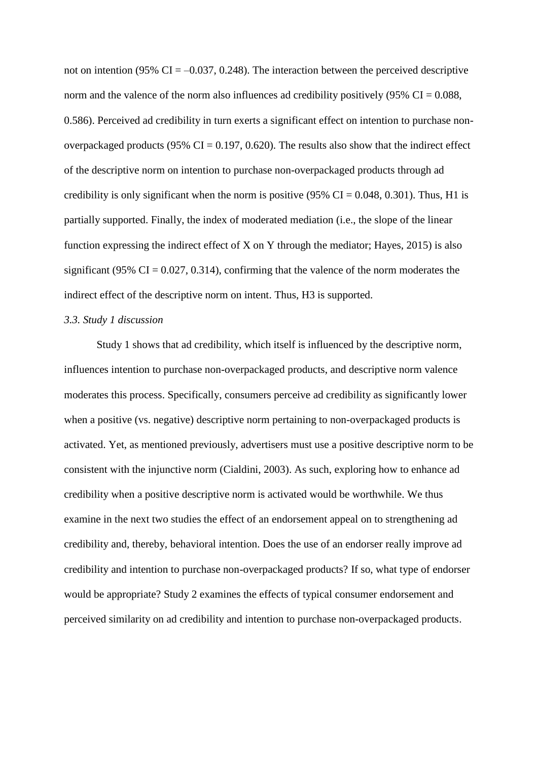not on intention (95% CI = –0.037, 0.248). The interaction between the perceived descriptive norm and the valence of the norm also influences ad credibility positively (95% CI = 0.088, 0.586). Perceived ad credibility in turn exerts a significant effect on intention to purchase non-overpackaged products (95% CI = 0.197, 0.620). The results also show that the indirect effect of the descriptive norm on intention to purchase non-overpackaged products through ad credibility is only significant when the norm is positive (95% CI = 0.048, 0.301). Thus, H1 is partially supported. Finally, the index of moderated mediation (i.e., the slope of the linear function expressing the indirect effect of X on Y through the mediator; Hayes, 2015) is also significant (95% CI = 0.027, 0.314), confirming that the valence of the norm moderates the indirect effect of the descriptive norm on intent. Thus, H3 is supported.

### *3.3. Study 1 discussion*

Study 1 shows that ad credibility, which itself is influenced by the descriptive norm, influences intention to purchase non-overpackaged products, and descriptive norm valence moderates this process. Specifically, consumers perceive ad credibility as significantly lower when a positive (vs. negative) descriptive norm pertaining to non-overpackaged products is activated. Yet, as mentioned previously, advertisers must use a positive descriptive norm to be consistent with the injunctive norm (Cialdini, 2003). As such, exploring how to enhance ad credibility when a positive descriptive norm is activated would be worthwhile. We thus examine in the next two studies the effect of an endorsement appeal on to strengthening ad credibility and, thereby, behavioral intention. Does the use of an endorser really improve ad credibility and intention to purchase non-overpackaged products? If so, what type of endorser would be appropriate? Study 2 examines the effects of typical consumer endorsement and perceived similarity on ad credibility and intention to purchase non-overpackaged products.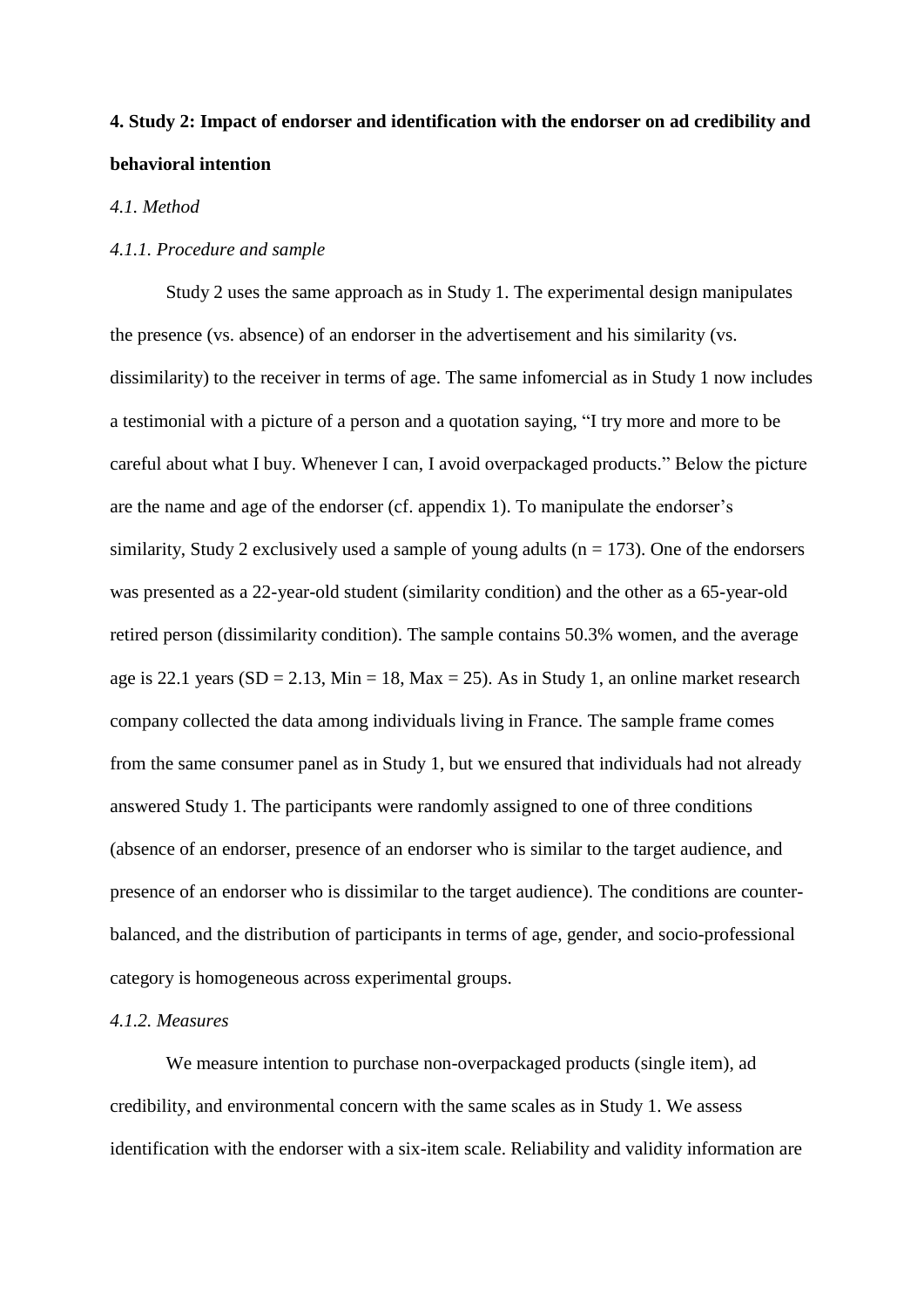**4. Study 2: Impact of endorser and identification with the endorser on ad credibility and behavioral intention**

*4.1. Method*

*4.1.1. Procedure and sample*

Study 2 uses the same approach as in Study 1. The experimental design manipulates the presence (vs. absence) of an endorser in the advertisement and his similarity (vs. dissimilarity) to the receiver in terms of age. The same infomercial as in Study 1 now includes a testimonial with a picture of a person and a quotation saying, "I try more and more to be careful about what I buy. Whenever I can, I avoid overpackaged products." Below the picture are the name and age of the endorser (cf. appendix 1). To manipulate the endorser's similarity, Study 2 exclusively used a sample of young adults (n = 173). One of the endorsers was presented as a 22-year-old student (similarity condition) and the other as a 65-year-old retired person (dissimilarity condition). The sample contains 50.3% women, and the average age is 22.1 years (SD = 2.13, Min = 18, Max = 25). As in Study 1, an online market research company collected the data among individuals living in France. The sample frame comes from the same consumer panel as in Study 1, but we ensured that individuals had not already answered Study 1. The participants were randomly assigned to one of three conditions (absence of an endorser, presence of an endorser who is similar to the target audience, and presence of an endorser who is dissimilar to the target audience). The conditions are counter-balanced, and the distribution of participants in terms of age, gender, and socio-professional category is homogeneous across experimental groups.

*4.1.2. Measures*

We measure intention to purchase non-overpackaged products (single item), ad credibility, and environmental concern with the same scales as in Study 1. We assess identification with the endorser with a six-item scale. Reliability and validity information are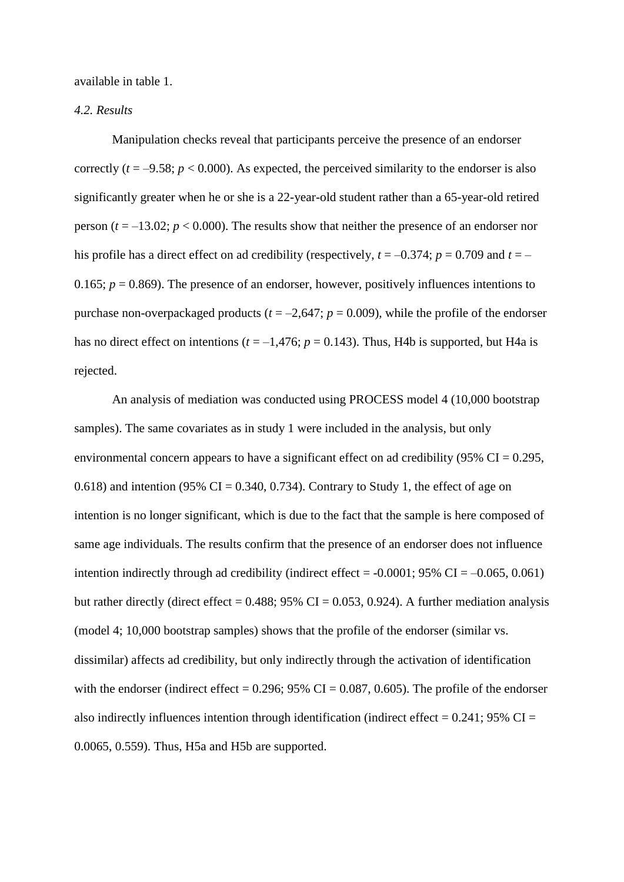available in table 1.

*4.2. Results*

Manipulation checks reveal that participants perceive the presence of an endorser correctly ($t = -9.58$; $p < 0.000$). As expected, the perceived similarity to the endorser is also significantly greater when he or she is a 22-year-old student rather than a 65-year-old retired person ($t = -13.02$; $p < 0.000$). The results show that neither the presence of an endorser nor his profile has a direct effect on ad credibility (respectively, $t = -0.374$; $p = 0.709$ and $t = -0.165$; $p = 0.869$). The presence of an endorser, however, positively influences intentions to purchase non-overpackaged products ($t = -2{,}647$; $p = 0.009$), while the profile of the endorser has no direct effect on intentions ($t = -1{,}476$; $p = 0.143$). Thus, H4b is supported, but H4a is rejected.

An analysis of mediation was conducted using PROCESS model 4 (10,000 bootstrap samples). The same covariates as in study 1 were included in the analysis, but only environmental concern appears to have a significant effect on ad credibility (95% CI = 0.295, 0.618) and intention (95% CI = 0.340, 0.734). Contrary to Study 1, the effect of age on intention is no longer significant, which is due to the fact that the sample is here composed of same age individuals. The results confirm that the presence of an endorser does not influence intention indirectly through ad credibility (indirect effect = -0.0001; 95% CI = –0.065, 0.061) but rather directly (direct effect = 0.488; 95% CI = 0.053, 0.924). A further mediation analysis (model 4; 10,000 bootstrap samples) shows that the profile of the endorser (similar vs. dissimilar) affects ad credibility, but only indirectly through the activation of identification with the endorser (indirect effect = 0.296; 95% CI = 0.087, 0.605). The profile of the endorser also indirectly influences intention through identification (indirect effect = 0.241; 95% CI = 0.0065, 0.559). Thus, H5a and H5b are supported.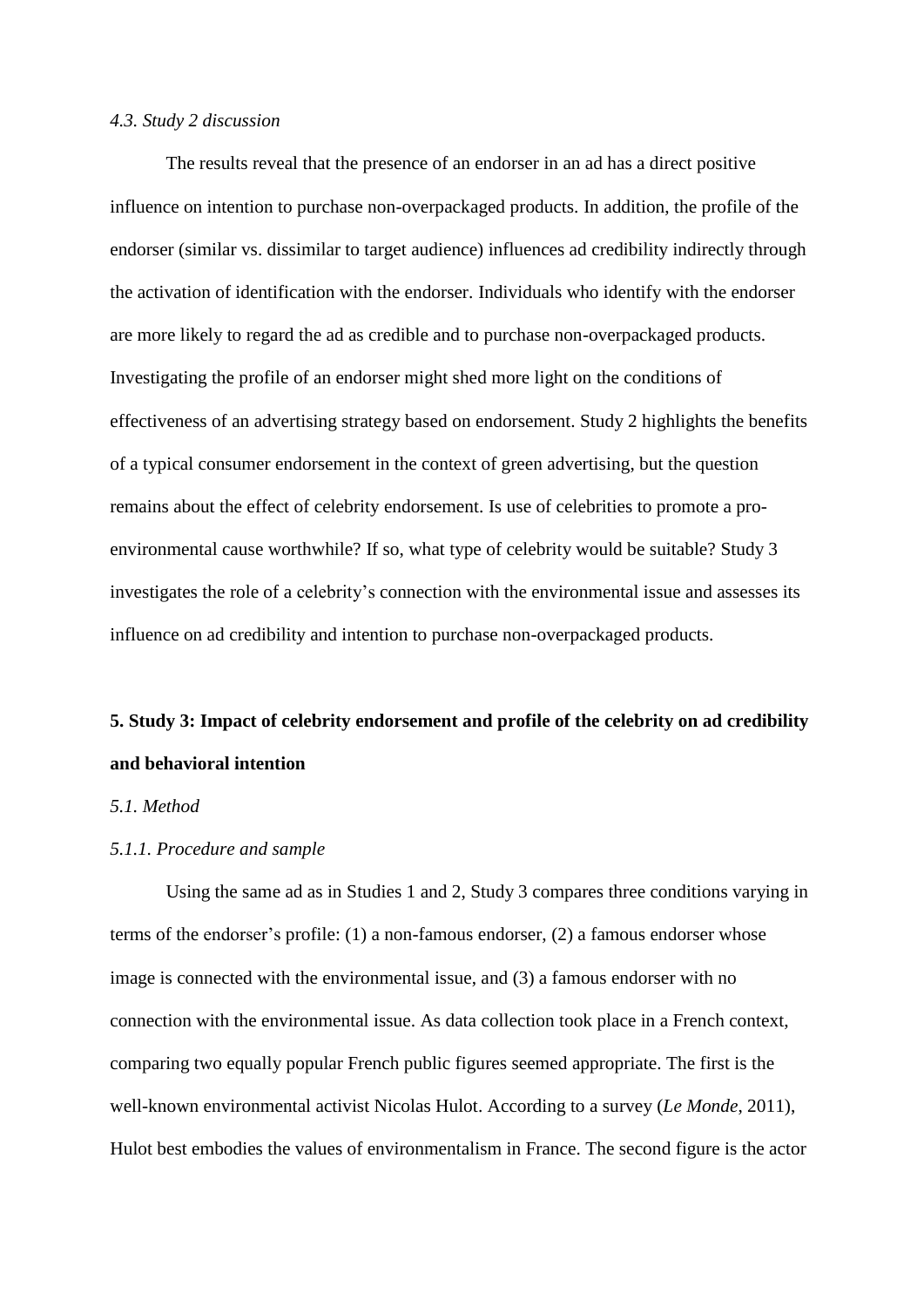### *4.3. Study 2 discussion*

The results reveal that the presence of an endorser in an ad has a direct positive influence on intention to purchase non-overpackaged products. In addition, the profile of the endorser (similar vs. dissimilar to target audience) influences ad credibility indirectly through the activation of identification with the endorser. Individuals who identify with the endorser are more likely to regard the ad as credible and to purchase non-overpackaged products. Investigating the profile of an endorser might shed more light on the conditions of effectiveness of an advertising strategy based on endorsement. Study 2 highlights the benefits of a typical consumer endorsement in the context of green advertising, but the question remains about the effect of celebrity endorsement. Is use of celebrities to promote a pro-environmental cause worthwhile? If so, what type of celebrity would be suitable? Study 3 investigates the role of a celebrity's connection with the environmental issue and assesses its influence on ad credibility and intention to purchase non-overpackaged products.

## **5. Study 3: Impact of celebrity endorsement and profile of the celebrity on ad credibility and behavioral intention**

### *5.1. Method*

#### *5.1.1. Procedure and sample*

Using the same ad as in Studies 1 and 2, Study 3 compares three conditions varying in terms of the endorser's profile: (1) a non-famous endorser, (2) a famous endorser whose image is connected with the environmental issue, and (3) a famous endorser with no connection with the environmental issue. As data collection took place in a French context, comparing two equally popular French public figures seemed appropriate. The first is the well-known environmental activist Nicolas Hulot. According to a survey (*Le Monde*, 2011), Hulot best embodies the values of environmentalism in France. The second figure is the actor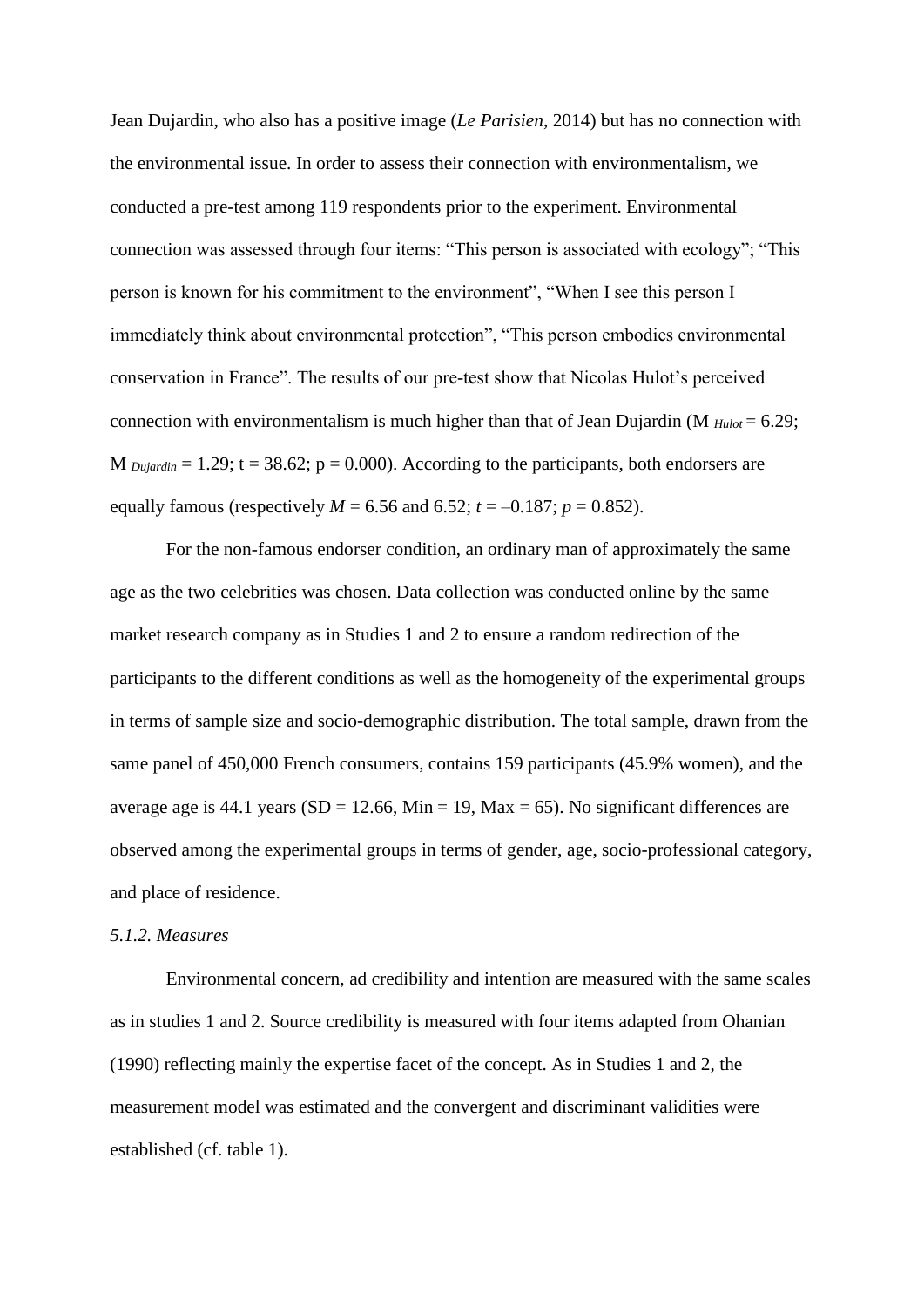Jean Dujardin, who also has a positive image (*Le Parisien*, 2014) but has no connection with the environmental issue. In order to assess their connection with environmentalism, we conducted a pre-test among 119 respondents prior to the experiment. Environmental connection was assessed through four items: "This person is associated with ecology"; "This person is known for his commitment to the environment", "When I see this person I immediately think about environmental protection", "This person embodies environmental conservation in France". The results of our pre-test show that Nicolas Hulot's perceived connection with environmentalism is much higher than that of Jean Dujardin ($M_{Hulot} = 6.29$; $M_{Dujardin} = 1.29$; $t = 38.62$; $p = 0.000$). According to the participants, both endorsers are equally famous (respectively $M = 6.56$ and $6.52$; $t = -0.187$; $p = 0.852$).

For the non-famous endorser condition, an ordinary man of approximately the same age as the two celebrities was chosen. Data collection was conducted online by the same market research company as in Studies 1 and 2 to ensure a random redirection of the participants to the different conditions as well as the homogeneity of the experimental groups in terms of sample size and socio-demographic distribution. The total sample, drawn from the same panel of 450,000 French consumers, contains 159 participants (45.9% women), and the average age is 44.1 years (SD = 12.66, Min = 19, Max = 65). No significant differences are observed among the experimental groups in terms of gender, age, socio-professional category, and place of residence.

*5.1.2. Measures*

Environmental concern, ad credibility and intention are measured with the same scales as in studies 1 and 2. Source credibility is measured with four items adapted from Ohanian (1990) reflecting mainly the expertise facet of the concept. As in Studies 1 and 2, the measurement model was estimated and the convergent and discriminant validities were established (cf. table 1).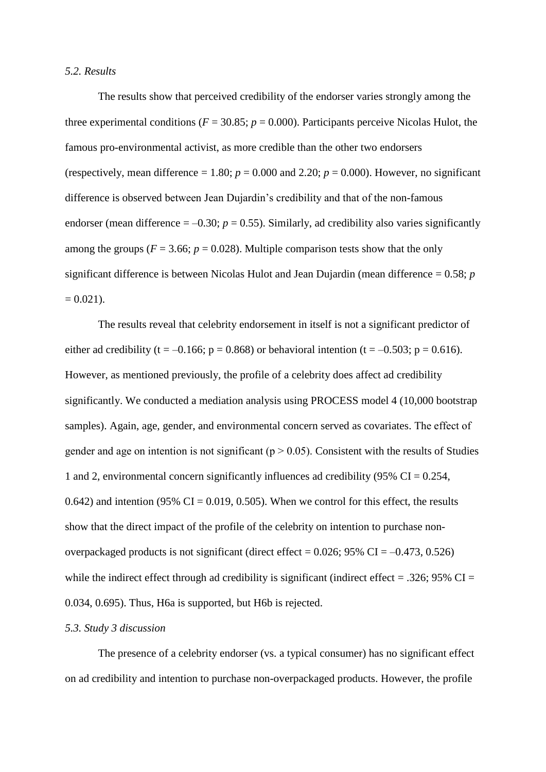*5.2. Results*

The results show that perceived credibility of the endorser varies strongly among the three experimental conditions ($F = 30.85$; $p = 0.000$). Participants perceive Nicolas Hulot, the famous pro-environmental activist, as more credible than the other two endorsers (respectively, mean difference = 1.80; $p = 0.000$ and 2.20; $p = 0.000$). However, no significant difference is observed between Jean Dujardin's credibility and that of the non-famous endorser (mean difference = –0.30; $p = 0.55$). Similarly, ad credibility also varies significantly among the groups ($F = 3.66$; $p = 0.028$). Multiple comparison tests show that the only significant difference is between Nicolas Hulot and Jean Dujardin (mean difference = 0.58; $p = 0.021$).

The results reveal that celebrity endorsement in itself is not a significant predictor of either ad credibility ($t = –0.166$; $p = 0.868$) or behavioral intention ($t = –0.503$; $p = 0.616$). However, as mentioned previously, the profile of a celebrity does affect ad credibility significantly. We conducted a mediation analysis using PROCESS model 4 (10,000 bootstrap samples). Again, age, gender, and environmental concern served as covariates. The effect of gender and age on intention is not significant ($p > 0.05$). Consistent with the results of Studies 1 and 2, environmental concern significantly influences ad credibility (95% CI = 0.254, 0.642) and intention (95% CI = 0.019, 0.505). When we control for this effect, the results show that the direct impact of the profile of the celebrity on intention to purchase non-overpackaged products is not significant (direct effect = 0.026; 95% CI = –0.473, 0.526) while the indirect effect through ad credibility is significant (indirect effect = .326; 95% CI = 0.034, 0.695). Thus, H6a is supported, but H6b is rejected.

*5.3. Study 3 discussion*

The presence of a celebrity endorser (vs. a typical consumer) has no significant effect on ad credibility and intention to purchase non-overpackaged products. However, the profile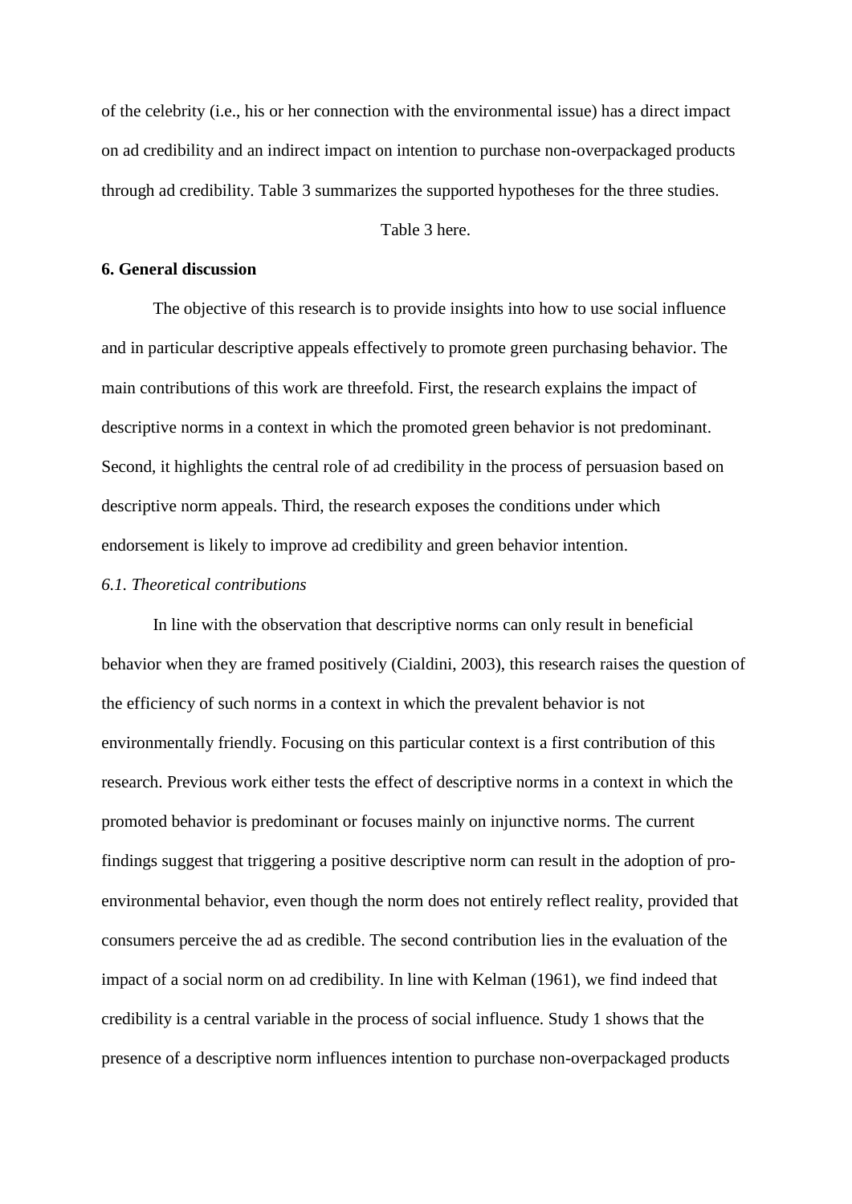of the celebrity (i.e., his or her connection with the environmental issue) has a direct impact on ad credibility and an indirect impact on intention to purchase non-overpackaged products through ad credibility. Table 3 summarizes the supported hypotheses for the three studies.

Table 3 here.

## 6. General discussion

The objective of this research is to provide insights into how to use social influence and in particular descriptive appeals effectively to promote green purchasing behavior. The main contributions of this work are threefold. First, the research explains the impact of descriptive norms in a context in which the promoted green behavior is not predominant. Second, it highlights the central role of ad credibility in the process of persuasion based on descriptive norm appeals. Third, the research exposes the conditions under which endorsement is likely to improve ad credibility and green behavior intention.

### *6.1. Theoretical contributions*

In line with the observation that descriptive norms can only result in beneficial behavior when they are framed positively (Cialdini, 2003), this research raises the question of the efficiency of such norms in a context in which the prevalent behavior is not environmentally friendly. Focusing on this particular context is a first contribution of this research. Previous work either tests the effect of descriptive norms in a context in which the promoted behavior is predominant or focuses mainly on injunctive norms. The current findings suggest that triggering a positive descriptive norm can result in the adoption of pro-environmental behavior, even though the norm does not entirely reflect reality, provided that consumers perceive the ad as credible. The second contribution lies in the evaluation of the impact of a social norm on ad credibility. In line with Kelman (1961), we find indeed that credibility is a central variable in the process of social influence. Study 1 shows that the presence of a descriptive norm influences intention to purchase non-overpackaged products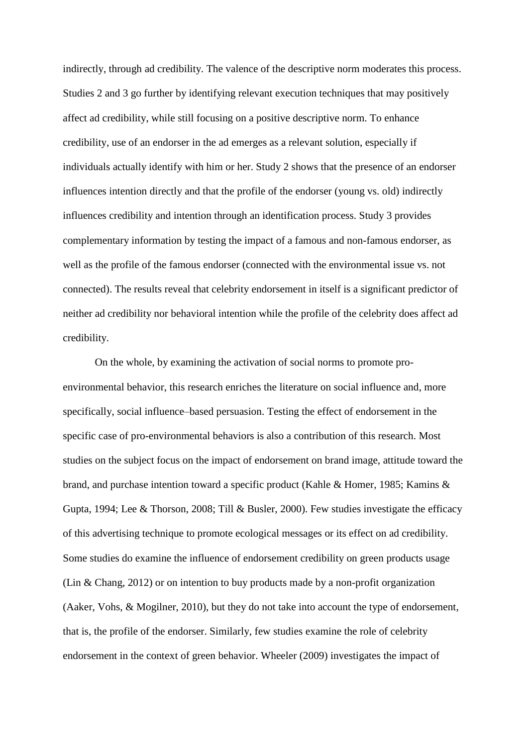indirectly, through ad credibility. The valence of the descriptive norm moderates this process. Studies 2 and 3 go further by identifying relevant execution techniques that may positively affect ad credibility, while still focusing on a positive descriptive norm. To enhance credibility, use of an endorser in the ad emerges as a relevant solution, especially if individuals actually identify with him or her. Study 2 shows that the presence of an endorser influences intention directly and that the profile of the endorser (young vs. old) indirectly influences credibility and intention through an identification process. Study 3 provides complementary information by testing the impact of a famous and non-famous endorser, as well as the profile of the famous endorser (connected with the environmental issue vs. not connected). The results reveal that celebrity endorsement in itself is a significant predictor of neither ad credibility nor behavioral intention while the profile of the celebrity does affect ad credibility.

On the whole, by examining the activation of social norms to promote pro-environmental behavior, this research enriches the literature on social influence and, more specifically, social influence–based persuasion. Testing the effect of endorsement in the specific case of pro-environmental behaviors is also a contribution of this research. Most studies on the subject focus on the impact of endorsement on brand image, attitude toward the brand, and purchase intention toward a specific product (Kahle & Homer, 1985; Kamins & Gupta, 1994; Lee & Thorson, 2008; Till & Busler, 2000). Few studies investigate the efficacy of this advertising technique to promote ecological messages or its effect on ad credibility. Some studies do examine the influence of endorsement credibility on green products usage (Lin & Chang, 2012) or on intention to buy products made by a non-profit organization (Aaker, Vohs, & Mogilner, 2010), but they do not take into account the type of endorsement, that is, the profile of the endorser. Similarly, few studies examine the role of celebrity endorsement in the context of green behavior. Wheeler (2009) investigates the impact of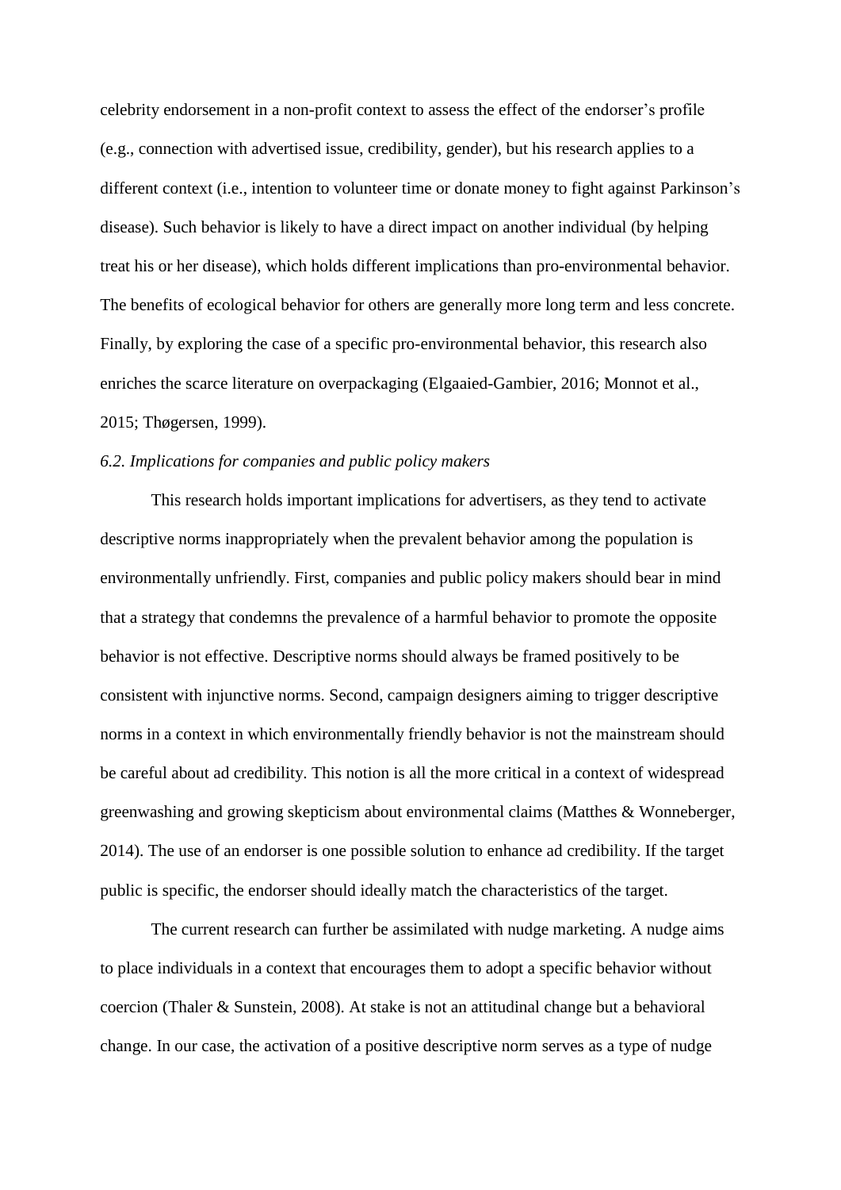celebrity endorsement in a non-profit context to assess the effect of the endorser's profile (e.g., connection with advertised issue, credibility, gender), but his research applies to a different context (i.e., intention to volunteer time or donate money to fight against Parkinson's disease). Such behavior is likely to have a direct impact on another individual (by helping treat his or her disease), which holds different implications than pro-environmental behavior. The benefits of ecological behavior for others are generally more long term and less concrete. Finally, by exploring the case of a specific pro-environmental behavior, this research also enriches the scarce literature on overpackaging (Elgaaied-Gambier, 2016; Monnot et al., 2015; Thøgersen, 1999).

*6.2. Implications for companies and public policy makers*

This research holds important implications for advertisers, as they tend to activate descriptive norms inappropriately when the prevalent behavior among the population is environmentally unfriendly. First, companies and public policy makers should bear in mind that a strategy that condemns the prevalence of a harmful behavior to promote the opposite behavior is not effective. Descriptive norms should always be framed positively to be consistent with injunctive norms. Second, campaign designers aiming to trigger descriptive norms in a context in which environmentally friendly behavior is not the mainstream should be careful about ad credibility. This notion is all the more critical in a context of widespread greenwashing and growing skepticism about environmental claims (Matthes & Wonneberger, 2014). The use of an endorser is one possible solution to enhance ad credibility. If the target public is specific, the endorser should ideally match the characteristics of the target.

The current research can further be assimilated with nudge marketing. A nudge aims to place individuals in a context that encourages them to adopt a specific behavior without coercion (Thaler & Sunstein, 2008). At stake is not an attitudinal change but a behavioral change. In our case, the activation of a positive descriptive norm serves as a type of nudge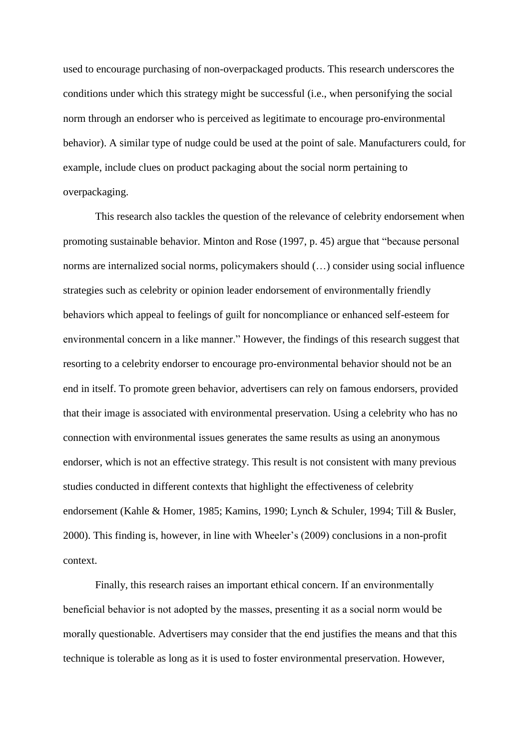used to encourage purchasing of non-overpackaged products. This research underscores the conditions under which this strategy might be successful (i.e., when personifying the social norm through an endorser who is perceived as legitimate to encourage pro-environmental behavior). A similar type of nudge could be used at the point of sale. Manufacturers could, for example, include clues on product packaging about the social norm pertaining to overpackaging.

This research also tackles the question of the relevance of celebrity endorsement when promoting sustainable behavior. Minton and Rose (1997, p. 45) argue that "because personal norms are internalized social norms, policymakers should (…) consider using social influence strategies such as celebrity or opinion leader endorsement of environmentally friendly behaviors which appeal to feelings of guilt for noncompliance or enhanced self-esteem for environmental concern in a like manner." However, the findings of this research suggest that resorting to a celebrity endorser to encourage pro-environmental behavior should not be an end in itself. To promote green behavior, advertisers can rely on famous endorsers, provided that their image is associated with environmental preservation. Using a celebrity who has no connection with environmental issues generates the same results as using an anonymous endorser, which is not an effective strategy. This result is not consistent with many previous studies conducted in different contexts that highlight the effectiveness of celebrity endorsement (Kahle & Homer, 1985; Kamins, 1990; Lynch & Schuler, 1994; Till & Busler, 2000). This finding is, however, in line with Wheeler's (2009) conclusions in a non-profit context.

Finally, this research raises an important ethical concern. If an environmentally beneficial behavior is not adopted by the masses, presenting it as a social norm would be morally questionable. Advertisers may consider that the end justifies the means and that this technique is tolerable as long as it is used to foster environmental preservation. However,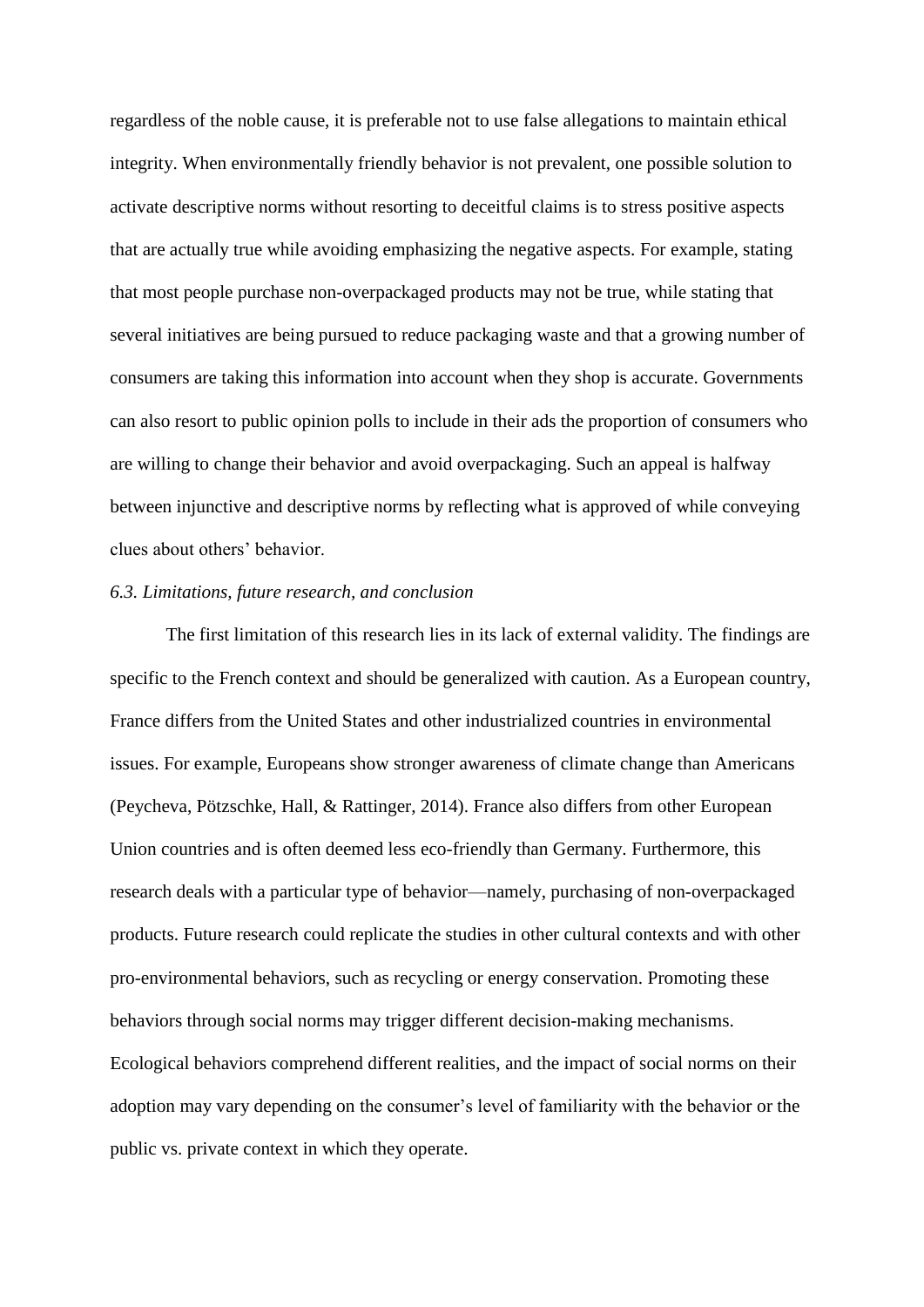regardless of the noble cause, it is preferable not to use false allegations to maintain ethical integrity. When environmentally friendly behavior is not prevalent, one possible solution to activate descriptive norms without resorting to deceitful claims is to stress positive aspects that are actually true while avoiding emphasizing the negative aspects. For example, stating that most people purchase non-overpackaged products may not be true, while stating that several initiatives are being pursued to reduce packaging waste and that a growing number of consumers are taking this information into account when they shop is accurate. Governments can also resort to public opinion polls to include in their ads the proportion of consumers who are willing to change their behavior and avoid overpackaging. Such an appeal is halfway between injunctive and descriptive norms by reflecting what is approved of while conveying clues about others' behavior.

### *6.3. Limitations, future research, and conclusion*

The first limitation of this research lies in its lack of external validity. The findings are specific to the French context and should be generalized with caution. As a European country, France differs from the United States and other industrialized countries in environmental issues. For example, Europeans show stronger awareness of climate change than Americans (Peycheva, Pötzschke, Hall, & Rattinger, 2014). France also differs from other European Union countries and is often deemed less eco-friendly than Germany. Furthermore, this research deals with a particular type of behavior—namely, purchasing of non-overpackaged products. Future research could replicate the studies in other cultural contexts and with other pro-environmental behaviors, such as recycling or energy conservation. Promoting these behaviors through social norms may trigger different decision-making mechanisms. Ecological behaviors comprehend different realities, and the impact of social norms on their adoption may vary depending on the consumer's level of familiarity with the behavior or the public vs. private context in which they operate.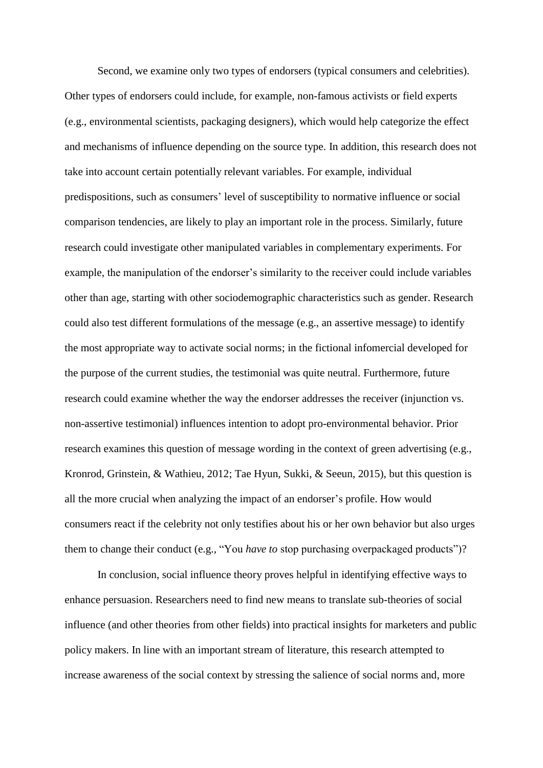Second, we examine only two types of endorsers (typical consumers and celebrities). Other types of endorsers could include, for example, non-famous activists or field experts (e.g., environmental scientists, packaging designers), which would help categorize the effect and mechanisms of influence depending on the source type. In addition, this research does not take into account certain potentially relevant variables. For example, individual predispositions, such as consumers' level of susceptibility to normative influence or social comparison tendencies, are likely to play an important role in the process. Similarly, future research could investigate other manipulated variables in complementary experiments. For example, the manipulation of the endorser's similarity to the receiver could include variables other than age, starting with other sociodemographic characteristics such as gender. Research could also test different formulations of the message (e.g., an assertive message) to identify the most appropriate way to activate social norms; in the fictional infomercial developed for the purpose of the current studies, the testimonial was quite neutral. Furthermore, future research could examine whether the way the endorser addresses the receiver (injunction vs. non-assertive testimonial) influences intention to adopt pro-environmental behavior. Prior research examines this question of message wording in the context of green advertising (e.g., Kronrod, Grinstein, & Wathieu, 2012; Tae Hyun, Sukki, & Seeun, 2015), but this question is all the more crucial when analyzing the impact of an endorser's profile. How would consumers react if the celebrity not only testifies about his or her own behavior but also urges them to change their conduct (e.g., "You *have to* stop purchasing overpackaged products")?

In conclusion, social influence theory proves helpful in identifying effective ways to enhance persuasion. Researchers need to find new means to translate sub-theories of social influence (and other theories from other fields) into practical insights for marketers and public policy makers. In line with an important stream of literature, this research attempted to increase awareness of the social context by stressing the salience of social norms and, more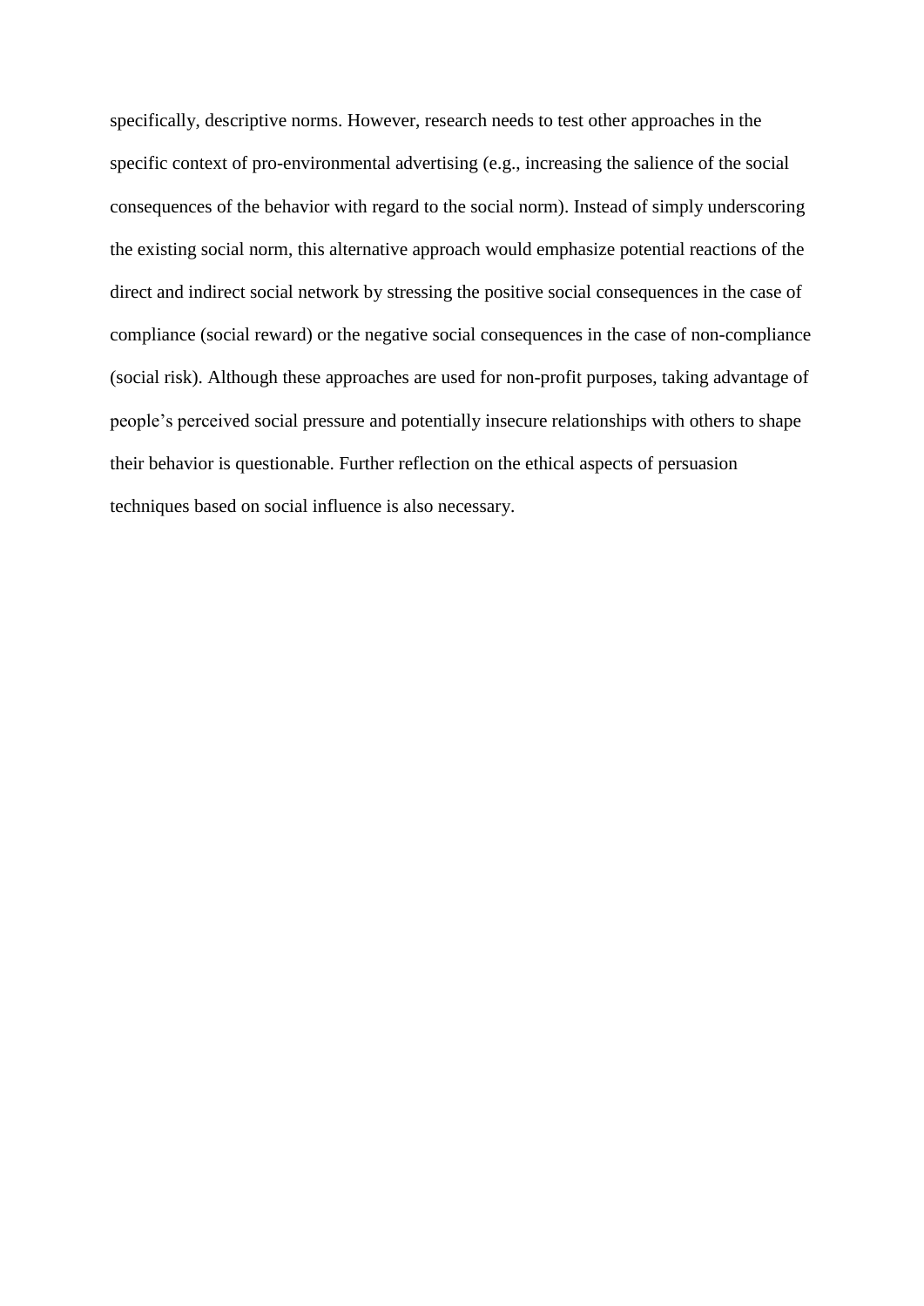specifically, descriptive norms. However, research needs to test other approaches in the specific context of pro-environmental advertising (e.g., increasing the salience of the social consequences of the behavior with regard to the social norm). Instead of simply underscoring the existing social norm, this alternative approach would emphasize potential reactions of the direct and indirect social network by stressing the positive social consequences in the case of compliance (social reward) or the negative social consequences in the case of non-compliance (social risk). Although these approaches are used for non-profit purposes, taking advantage of people's perceived social pressure and potentially insecure relationships with others to shape their behavior is questionable. Further reflection on the ethical aspects of persuasion techniques based on social influence is also necessary.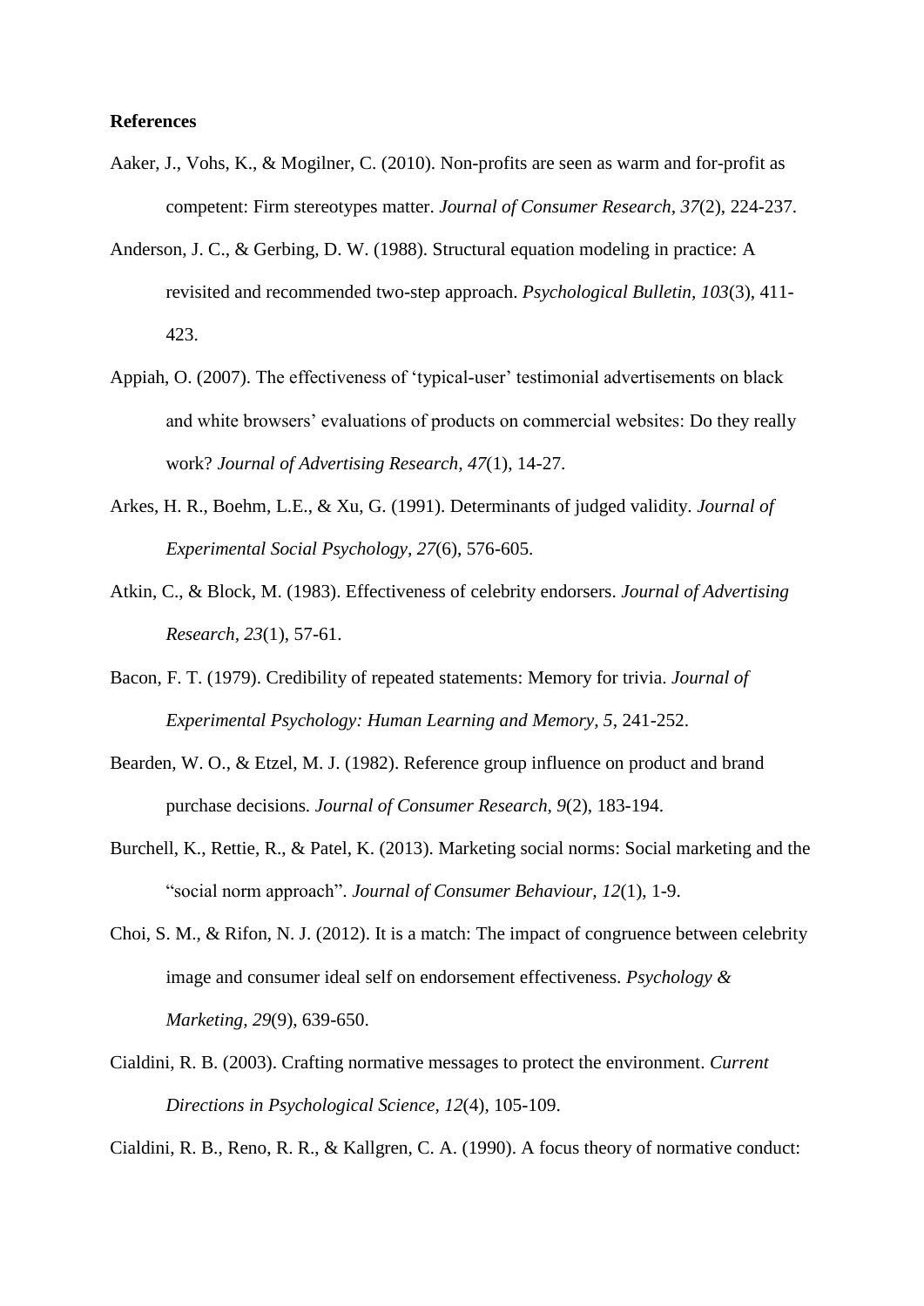**References**

Aaker, J., Vohs, K., & Mogilner, C. (2010). Non-profits are seen as warm and for-profit as competent: Firm stereotypes matter. *Journal of Consumer Research, 37*(2), 224-237.

Anderson, J. C., & Gerbing, D. W. (1988). Structural equation modeling in practice: A revisited and recommended two-step approach. *Psychological Bulletin, 103*(3), 411-423.

Appiah, O. (2007). The effectiveness of 'typical-user' testimonial advertisements on black and white browsers' evaluations of products on commercial websites: Do they really work? *Journal of Advertising Research, 47*(1), 14-27.

Arkes, H. R., Boehm, L.E., & Xu, G. (1991). Determinants of judged validity. *Journal of Experimental Social Psychology, 27*(6), 576-605.

Atkin, C., & Block, M. (1983). Effectiveness of celebrity endorsers. *Journal of Advertising Research, 23*(1), 57-61.

Bacon, F. T. (1979). Credibility of repeated statements: Memory for trivia. *Journal of Experimental Psychology: Human Learning and Memory, 5*, 241-252.

Bearden, W. O., & Etzel, M. J. (1982). Reference group influence on product and brand purchase decisions. *Journal of Consumer Research, 9*(2), 183-194.

Burchell, K., Rettie, R., & Patel, K. (2013). Marketing social norms: Social marketing and the "social norm approach". *Journal of Consumer Behaviour, 12*(1), 1-9.

Choi, S. M., & Rifon, N. J. (2012). It is a match: The impact of congruence between celebrity image and consumer ideal self on endorsement effectiveness. *Psychology & Marketing, 29*(9), 639-650.

Cialdini, R. B. (2003). Crafting normative messages to protect the environment. *Current Directions in Psychological Science, 12*(4), 105-109.

Cialdini, R. B., Reno, R. R., & Kallgren, C. A. (1990). A focus theory of normative conduct: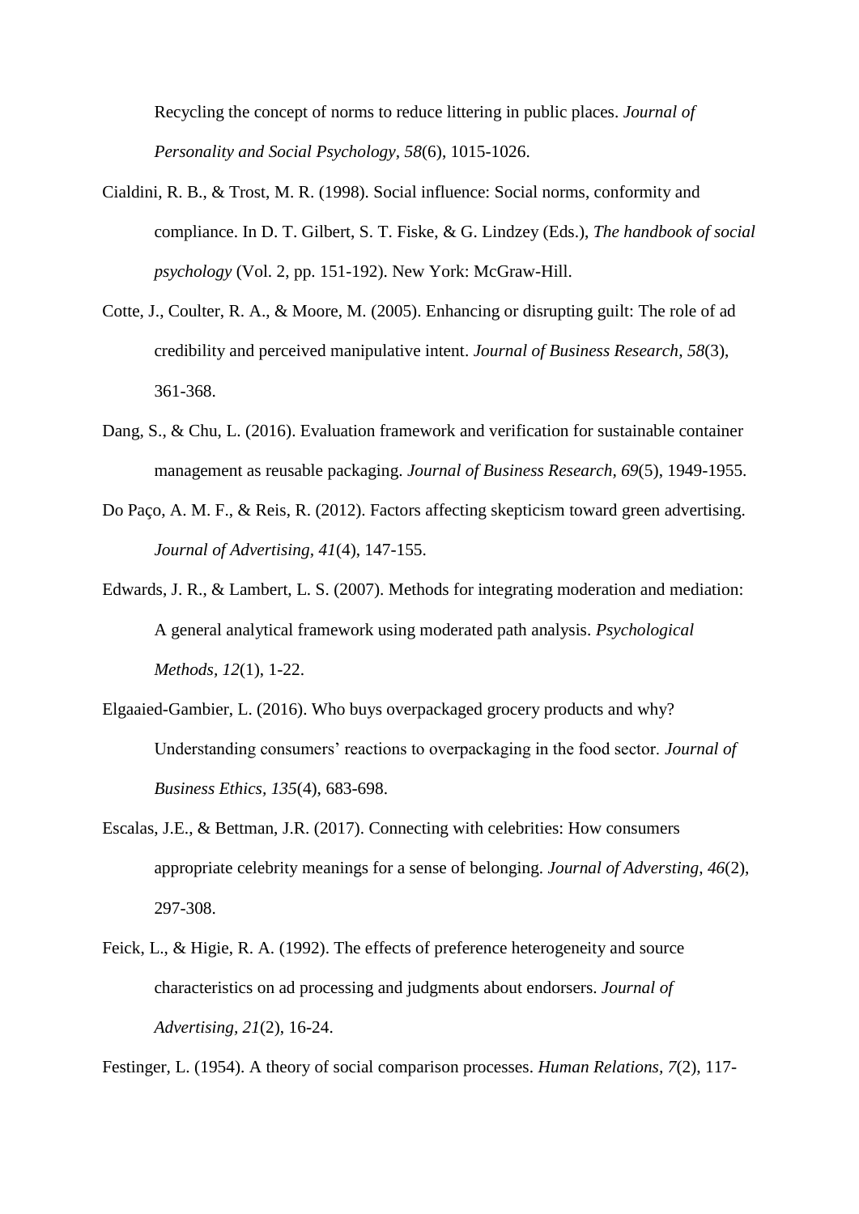Recycling the concept of norms to reduce littering in public places. *Journal of Personality and Social Psychology, 58*(6), 1015-1026.

Cialdini, R. B., & Trost, M. R. (1998). Social influence: Social norms, conformity and compliance. In D. T. Gilbert, S. T. Fiske, & G. Lindzey (Eds.), *The handbook of social psychology* (Vol. 2, pp. 151-192). New York: McGraw-Hill.

Cotte, J., Coulter, R. A., & Moore, M. (2005). Enhancing or disrupting guilt: The role of ad credibility and perceived manipulative intent. *Journal of Business Research, 58*(3), 361-368.

Dang, S., & Chu, L. (2016). Evaluation framework and verification for sustainable container management as reusable packaging. *Journal of Business Research, 69*(5), 1949-1955.

Do Paço, A. M. F., & Reis, R. (2012). Factors affecting skepticism toward green advertising. *Journal of Advertising, 41*(4), 147-155.

Edwards, J. R., & Lambert, L. S. (2007). Methods for integrating moderation and mediation: A general analytical framework using moderated path analysis. *Psychological Methods, 12*(1), 1-22.

Elgaaied-Gambier, L. (2016). Who buys overpackaged grocery products and why? Understanding consumers' reactions to overpackaging in the food sector. *Journal of Business Ethics, 135*(4), 683-698.

Escalas, J.E., & Bettman, J.R. (2017). Connecting with celebrities: How consumers appropriate celebrity meanings for a sense of belonging. *Journal of Adversting, 46*(2), 297-308.

Feick, L., & Higie, R. A. (1992). The effects of preference heterogeneity and source characteristics on ad processing and judgments about endorsers. *Journal of Advertising, 21*(2), 16-24.

Festinger, L. (1954). A theory of social comparison processes. *Human Relations, 7*(2), 117-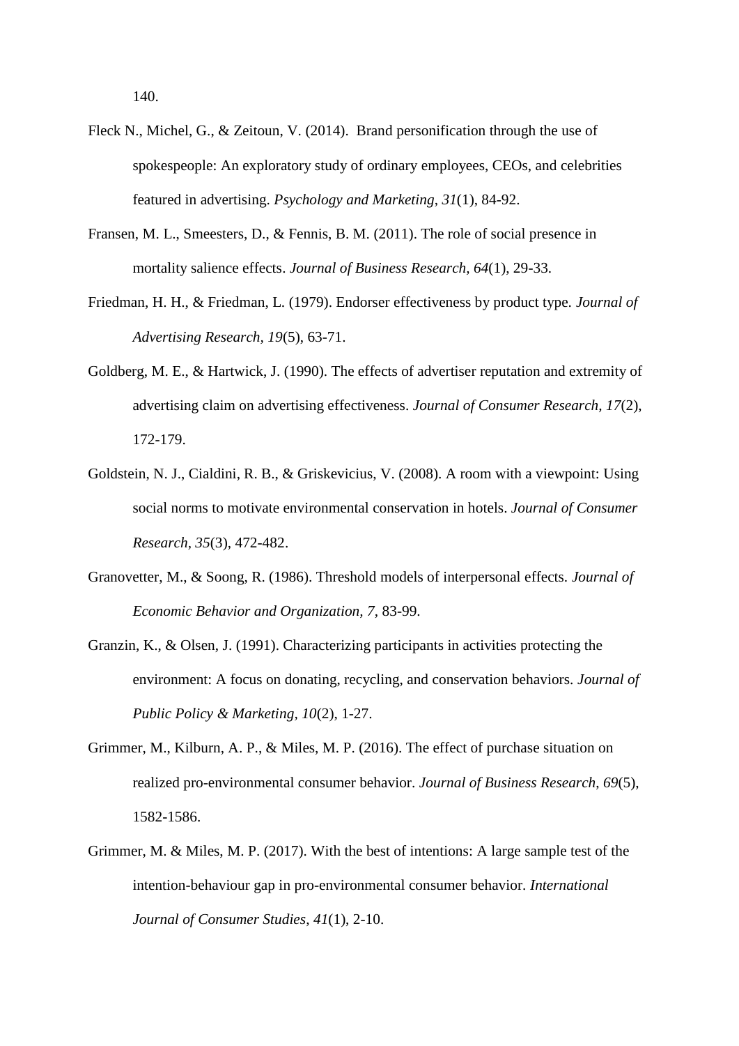140.

Fleck N., Michel, G., & Zeitoun, V. (2014). Brand personification through the use of spokespeople: An exploratory study of ordinary employees, CEOs, and celebrities featured in advertising. *Psychology and Marketing*, *31*(1), 84-92.

Fransen, M. L., Smeesters, D., & Fennis, B. M. (2011). The role of social presence in mortality salience effects. *Journal of Business Research*, *64*(1), 29-33.

Friedman, H. H., & Friedman, L. (1979). Endorser effectiveness by product type. *Journal of Advertising Research, 19*(5), 63-71.

Goldberg, M. E., & Hartwick, J. (1990). The effects of advertiser reputation and extremity of advertising claim on advertising effectiveness. *Journal of Consumer Research, 17*(2), 172-179.

Goldstein, N. J., Cialdini, R. B., & Griskevicius, V. (2008). A room with a viewpoint: Using social norms to motivate environmental conservation in hotels. *Journal of Consumer Research, 35*(3), 472-482.

Granovetter, M., & Soong, R. (1986). Threshold models of interpersonal effects. *Journal of Economic Behavior and Organization, 7*, 83-99.

Granzin, K., & Olsen, J. (1991). Characterizing participants in activities protecting the environment: A focus on donating, recycling, and conservation behaviors. *Journal of Public Policy & Marketing, 10*(2), 1-27.

Grimmer, M., Kilburn, A. P., & Miles, M. P. (2016). The effect of purchase situation on realized pro-environmental consumer behavior. *Journal of Business Research*, *69*(5), 1582-1586.

Grimmer, M. & Miles, M. P. (2017). With the best of intentions: A large sample test of the intention-behaviour gap in pro-environmental consumer behavior. *International Journal of Consumer Studies*, *41*(1), 2-10.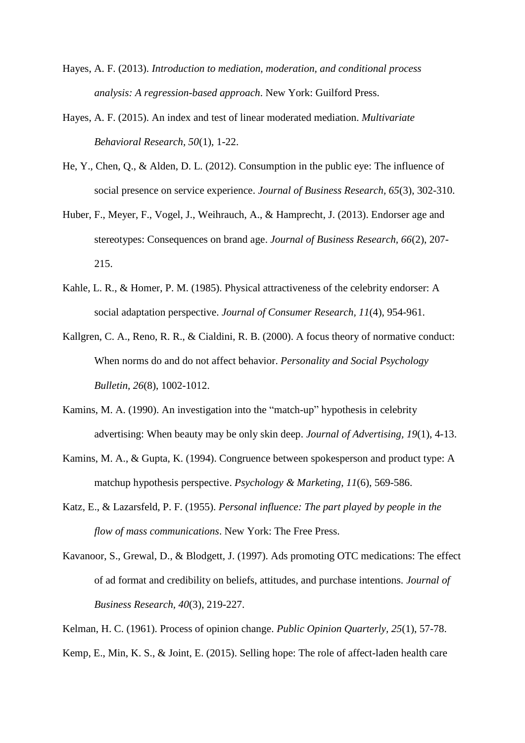Hayes, A. F. (2013). *Introduction to mediation, moderation, and conditional process analysis: A regression-based approach*. New York: Guilford Press.

Hayes, A. F. (2015). An index and test of linear moderated mediation. *Multivariate Behavioral Research, 50*(1), 1-22.

He, Y., Chen, Q., & Alden, D. L. (2012). Consumption in the public eye: The influence of social presence on service experience. *Journal of Business Research, 65*(3), 302-310.

Huber, F., Meyer, F., Vogel, J., Weihrauch, A., & Hamprecht, J. (2013). Endorser age and stereotypes: Consequences on brand age. *Journal of Business Research, 66*(2), 207-215.

Kahle, L. R., & Homer, P. M. (1985). Physical attractiveness of the celebrity endorser: A social adaptation perspective. *Journal of Consumer Research, 11*(4), 954-961.

Kallgren, C. A., Reno, R. R., & Cialdini, R. B. (2000). A focus theory of normative conduct: When norms do and do not affect behavior. *Personality and Social Psychology Bulletin, 26*(8), 1002-1012.

Kamins, M. A. (1990). An investigation into the "match-up" hypothesis in celebrity advertising: When beauty may be only skin deep. *Journal of Advertising, 19*(1), 4-13.

Kamins, M. A., & Gupta, K. (1994). Congruence between spokesperson and product type: A matchup hypothesis perspective. *Psychology & Marketing, 11*(6), 569-586.

Katz, E., & Lazarsfeld, P. F. (1955). *Personal influence: The part played by people in the flow of mass communications*. New York: The Free Press.

Kavanoor, S., Grewal, D., & Blodgett, J. (1997). Ads promoting OTC medications: The effect of ad format and credibility on beliefs, attitudes, and purchase intentions. *Journal of Business Research, 40*(3), 219-227.

Kelman, H. C. (1961). Process of opinion change. *Public Opinion Quarterly, 25*(1), 57-78.

Kemp, E., Min, K. S., & Joint, E. (2015). Selling hope: The role of affect-laden health care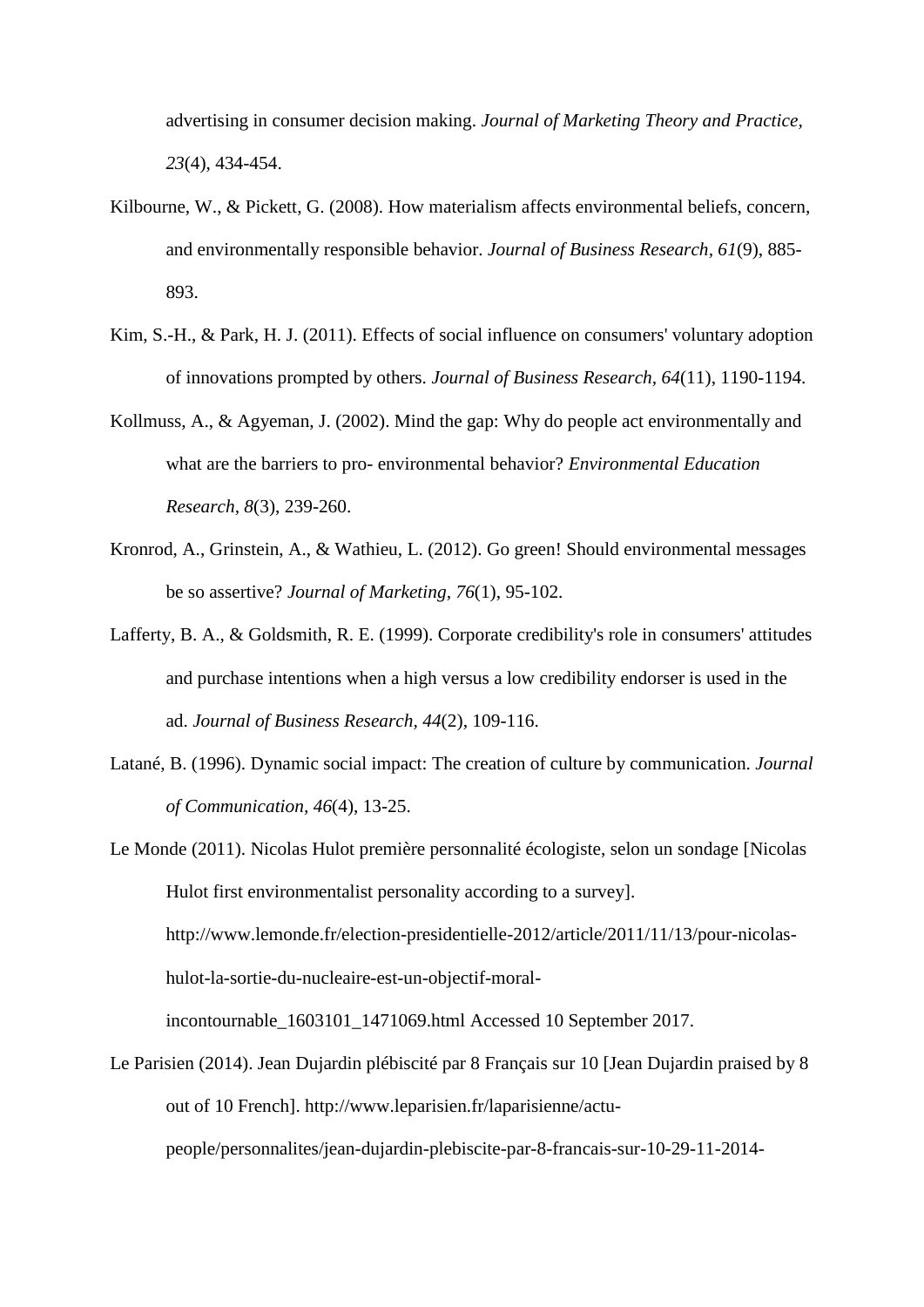advertising in consumer decision making. *Journal of Marketing Theory and Practice, 23*(4), 434-454.

Kilbourne, W., & Pickett, G. (2008). How materialism affects environmental beliefs, concern, and environmentally responsible behavior. *Journal of Business Research, 61*(9), 885-893.

Kim, S.-H., & Park, H. J. (2011). Effects of social influence on consumers' voluntary adoption of innovations prompted by others. *Journal of Business Research, 64*(11), 1190-1194.

Kollmuss, A., & Agyeman, J. (2002). Mind the gap: Why do people act environmentally and what are the barriers to pro- environmental behavior? *Environmental Education Research, 8*(3), 239-260.

Kronrod, A., Grinstein, A., & Wathieu, L. (2012). Go green! Should environmental messages be so assertive? *Journal of Marketing, 76*(1), 95-102.

Lafferty, B. A., & Goldsmith, R. E. (1999). Corporate credibility's role in consumers' attitudes and purchase intentions when a high versus a low credibility endorser is used in the ad. *Journal of Business Research, 44*(2), 109-116.

Latané, B. (1996). Dynamic social impact: The creation of culture by communication. *Journal of Communication, 46*(4), 13-25.

Le Monde (2011). Nicolas Hulot première personnalité écologiste, selon un sondage [Nicolas Hulot first environmentalist personality according to a survey]. http://www.lemonde.fr/election-presidentielle-2012/article/2011/11/13/pour-nicolas-hulot-la-sortie-du-nucleaire-est-un-objectif-moral-incontournable_1603101_1471069.html Accessed 10 September 2017.

Le Parisien (2014). Jean Dujardin plébiscité par 8 Français sur 10 [Jean Dujardin praised by 8 out of 10 French]. http://www.leparisien.fr/laparisienne/actu-people/personnalites/jean-dujardin-plebiscite-par-8-francais-sur-10-29-11-2014-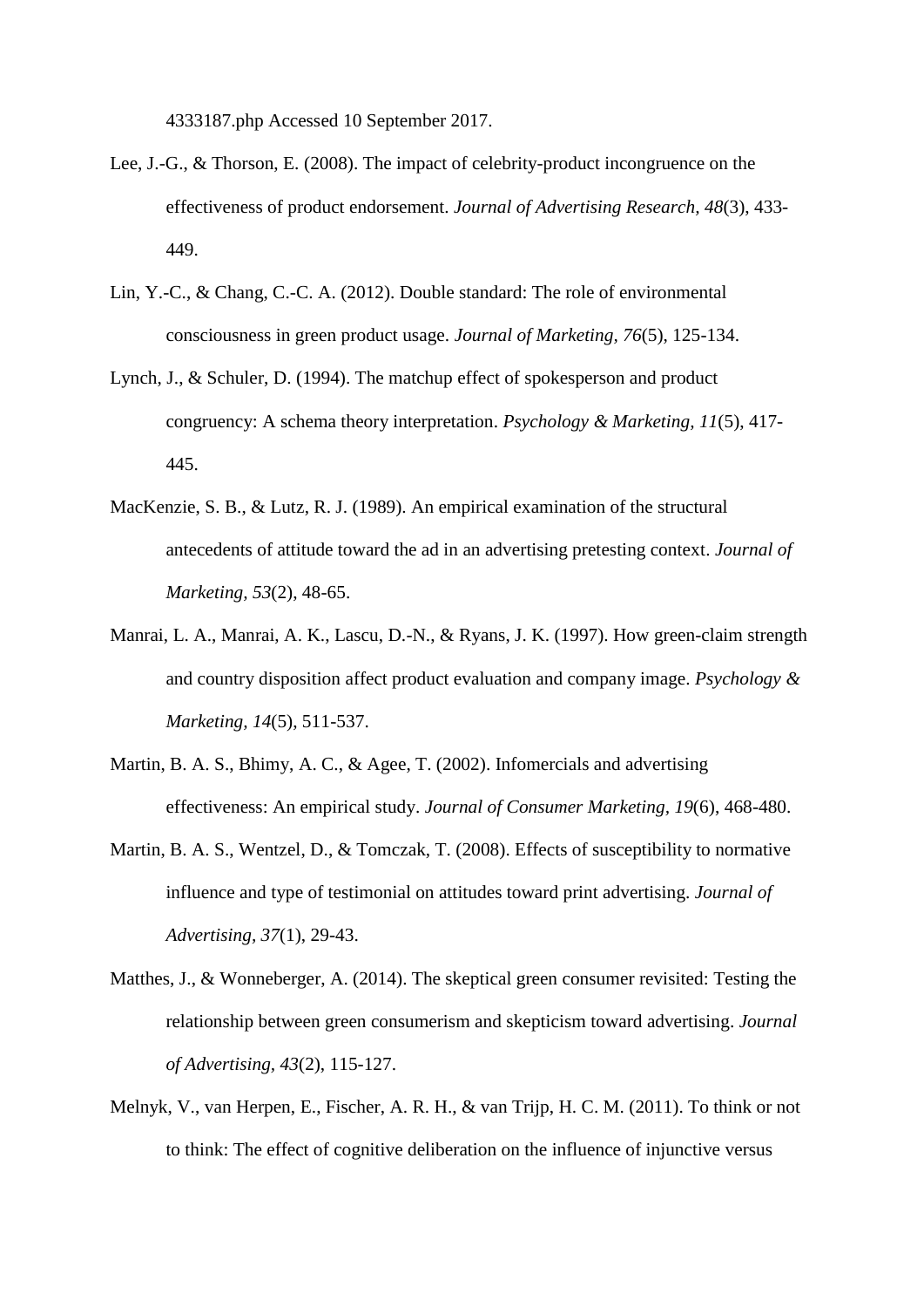4333187.php Accessed 10 September 2017.

Lee, J.-G., & Thorson, E. (2008). The impact of celebrity-product incongruence on the effectiveness of product endorsement. *Journal of Advertising Research, 48*(3), 433-449.

Lin, Y.-C., & Chang, C.-C. A. (2012). Double standard: The role of environmental consciousness in green product usage. *Journal of Marketing, 76*(5), 125-134.

Lynch, J., & Schuler, D. (1994). The matchup effect of spokesperson and product congruency: A schema theory interpretation. *Psychology & Marketing, 11*(5), 417-445.

MacKenzie, S. B., & Lutz, R. J. (1989). An empirical examination of the structural antecedents of attitude toward the ad in an advertising pretesting context. *Journal of Marketing, 53*(2), 48-65.

Manrai, L. A., Manrai, A. K., Lascu, D.-N., & Ryans, J. K. (1997). How green-claim strength and country disposition affect product evaluation and company image. *Psychology & Marketing, 14*(5), 511-537.

Martin, B. A. S., Bhimy, A. C., & Agee, T. (2002). Infomercials and advertising effectiveness: An empirical study. *Journal of Consumer Marketing, 19*(6), 468-480.

Martin, B. A. S., Wentzel, D., & Tomczak, T. (2008). Effects of susceptibility to normative influence and type of testimonial on attitudes toward print advertising. *Journal of Advertising, 37*(1), 29-43.

Matthes, J., & Wonneberger, A. (2014). The skeptical green consumer revisited: Testing the relationship between green consumerism and skepticism toward advertising. *Journal of Advertising, 43*(2), 115-127.

Melnyk, V., van Herpen, E., Fischer, A. R. H., & van Trijp, H. C. M. (2011). To think or not to think: The effect of cognitive deliberation on the influence of injunctive versus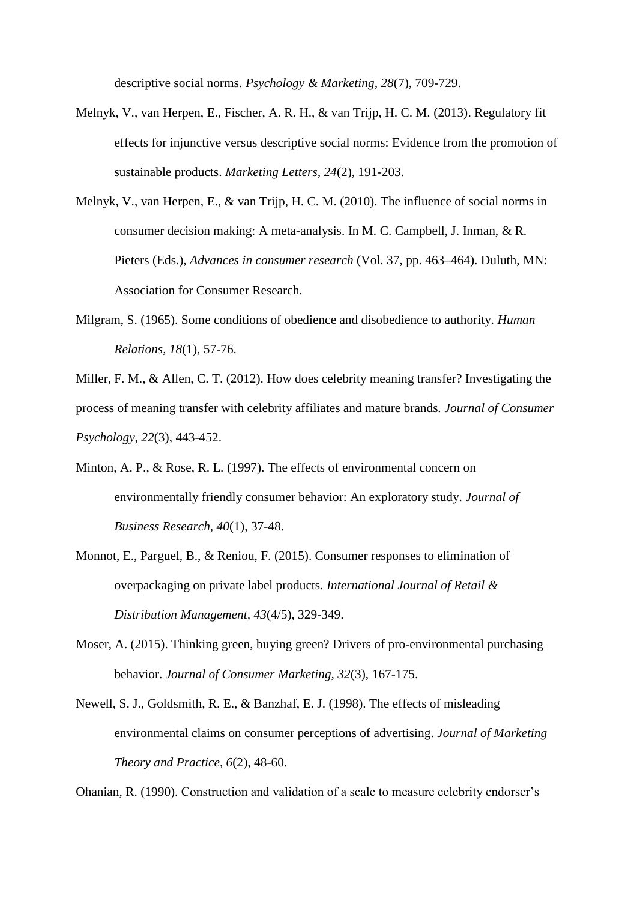descriptive social norms. *Psychology & Marketing, 28*(7), 709-729.

Melnyk, V., van Herpen, E., Fischer, A. R. H., & van Trijp, H. C. M. (2013). Regulatory fit effects for injunctive versus descriptive social norms: Evidence from the promotion of sustainable products. *Marketing Letters, 24*(2), 191-203.

Melnyk, V., van Herpen, E., & van Trijp, H. C. M. (2010). The influence of social norms in consumer decision making: A meta-analysis. In M. C. Campbell, J. Inman, & R. Pieters (Eds.), *Advances in consumer research* (Vol. 37, pp. 463–464). Duluth, MN: Association for Consumer Research.

Milgram, S. (1965). Some conditions of obedience and disobedience to authority. *Human Relations, 18*(1), 57-76.

Miller, F. M., & Allen, C. T. (2012). How does celebrity meaning transfer? Investigating the process of meaning transfer with celebrity affiliates and mature brands. *Journal of Consumer Psychology, 22*(3), 443-452.

Minton, A. P., & Rose, R. L. (1997). The effects of environmental concern on environmentally friendly consumer behavior: An exploratory study. *Journal of Business Research, 40*(1), 37-48.

Monnot, E., Parguel, B., & Reniou, F. (2015). Consumer responses to elimination of overpackaging on private label products. *International Journal of Retail & Distribution Management, 43*(4/5), 329-349.

Moser, A. (2015). Thinking green, buying green? Drivers of pro-environmental purchasing behavior. *Journal of Consumer Marketing, 32*(3), 167-175.

Newell, S. J., Goldsmith, R. E., & Banzhaf, E. J. (1998). The effects of misleading environmental claims on consumer perceptions of advertising. *Journal of Marketing Theory and Practice, 6*(2), 48-60.

Ohanian, R. (1990). Construction and validation of a scale to measure celebrity endorser's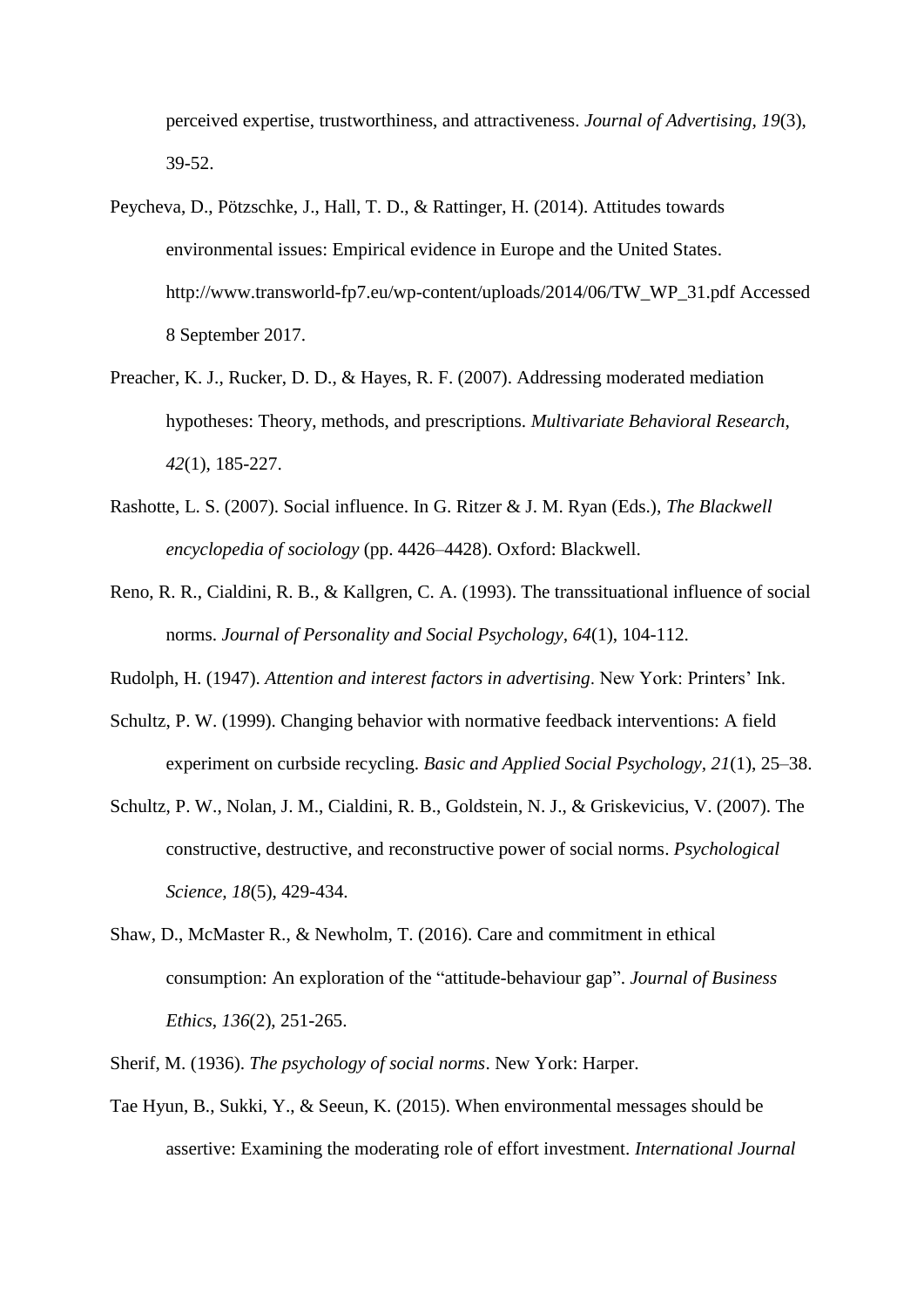perceived expertise, trustworthiness, and attractiveness. *Journal of Advertising, 19*(3), 39-52.

Peycheva, D., Pötzschke, J., Hall, T. D., & Rattinger, H. (2014). Attitudes towards environmental issues: Empirical evidence in Europe and the United States. http://www.transworld-fp7.eu/wp-content/uploads/2014/06/TW_WP_31.pdf Accessed 8 September 2017.

Preacher, K. J., Rucker, D. D., & Hayes, R. F. (2007). Addressing moderated mediation hypotheses: Theory, methods, and prescriptions. *Multivariate Behavioral Research, 42*(1), 185-227.

Rashotte, L. S. (2007). Social influence. In G. Ritzer & J. M. Ryan (Eds.), *The Blackwell encyclopedia of sociology* (pp. 4426–4428). Oxford: Blackwell.

Reno, R. R., Cialdini, R. B., & Kallgren, C. A. (1993). The transsituational influence of social norms. *Journal of Personality and Social Psychology, 64*(1), 104-112.

Rudolph, H. (1947). *Attention and interest factors in advertising*. New York: Printers' Ink.

Schultz, P. W. (1999). Changing behavior with normative feedback interventions: A field experiment on curbside recycling. *Basic and Applied Social Psychology*, *21*(1), 25–38.

Schultz, P. W., Nolan, J. M., Cialdini, R. B., Goldstein, N. J., & Griskevicius, V. (2007). The constructive, destructive, and reconstructive power of social norms. *Psychological Science, 18*(5), 429-434.

Shaw, D., McMaster R., & Newholm, T. (2016). Care and commitment in ethical consumption: An exploration of the "attitude-behaviour gap". *Journal of Business Ethics*, *136*(2), 251-265.

Sherif, M. (1936). *The psychology of social norms*. New York: Harper.

Tae Hyun, B., Sukki, Y., & Seeun, K. (2015). When environmental messages should be assertive: Examining the moderating role of effort investment. *International Journal*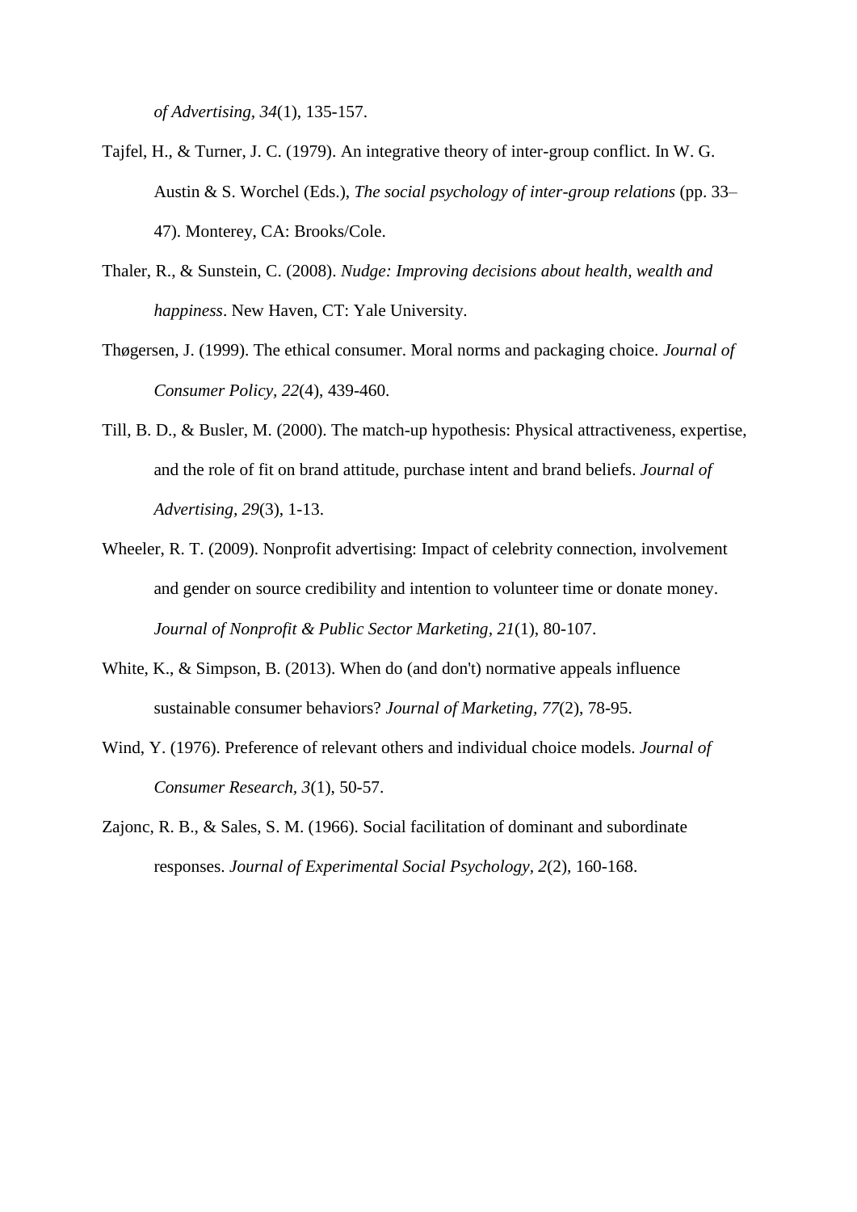*of Advertising, 34*(1), 135-157.

Tajfel, H., & Turner, J. C. (1979). An integrative theory of inter-group conflict. In W. G. Austin & S. Worchel (Eds.), *The social psychology of inter-group relations* (pp. 33–47). Monterey, CA: Brooks/Cole.

Thaler, R., & Sunstein, C. (2008). *Nudge: Improving decisions about health, wealth and happiness*. New Haven, CT: Yale University.

Thøgersen, J. (1999). The ethical consumer. Moral norms and packaging choice. *Journal of Consumer Policy, 22*(4), 439-460.

Till, B. D., & Busler, M. (2000). The match-up hypothesis: Physical attractiveness, expertise, and the role of fit on brand attitude, purchase intent and brand beliefs. *Journal of Advertising, 29*(3), 1-13.

Wheeler, R. T. (2009). Nonprofit advertising: Impact of celebrity connection, involvement and gender on source credibility and intention to volunteer time or donate money. *Journal of Nonprofit & Public Sector Marketing, 21*(1), 80-107.

White, K., & Simpson, B. (2013). When do (and don't) normative appeals influence sustainable consumer behaviors? *Journal of Marketing, 77*(2), 78-95.

Wind, Y. (1976). Preference of relevant others and individual choice models. *Journal of Consumer Research, 3*(1), 50-57.

Zajonc, R. B., & Sales, S. M. (1966). Social facilitation of dominant and subordinate responses. *Journal of Experimental Social Psychology, 2*(2), 160-168.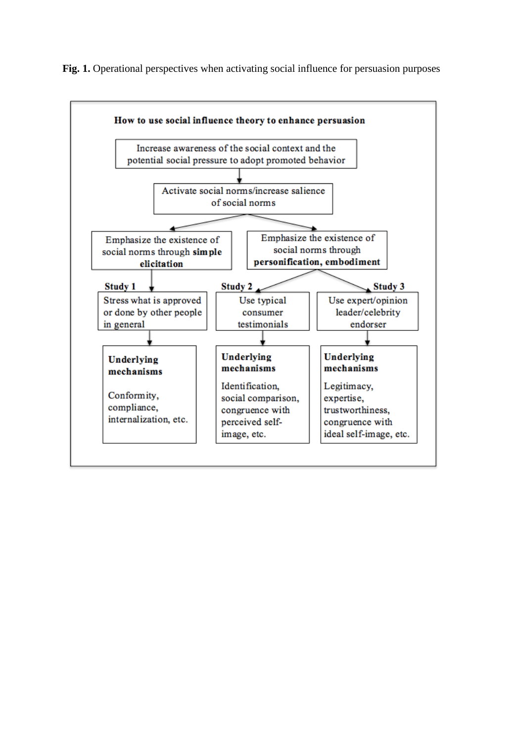**Fig. 1.** Operational perspectives when activating social influence for persuasion purposes

**How to use social influence theory to enhance persuasion**

Increase awareness of the social context and the potential social pressure to adopt promoted behavior

↓

Activate social norms/increase salience of social norms

↓

- Emphasize the existence of social norms through **simple elicitation**
  - **Study 1**
    - Stress what is approved or done by other people in general
      - **Underlying mechanisms**
      - Conformity, compliance, internalization, etc.
- Emphasize the existence of social norms through **personification, embodiment**
  - **Study 2**
    - Use typical consumer testimonials
      - **Underlying mechanisms**
      - Identification, social comparison, congruence with perceived self-image, etc.
  - **Study 3**
    - Use expert/opinion leader/celebrity endorser
      - **Underlying mechanisms**
      - Legitimacy, expertise, trustworthiness, congruence with ideal self-image, etc.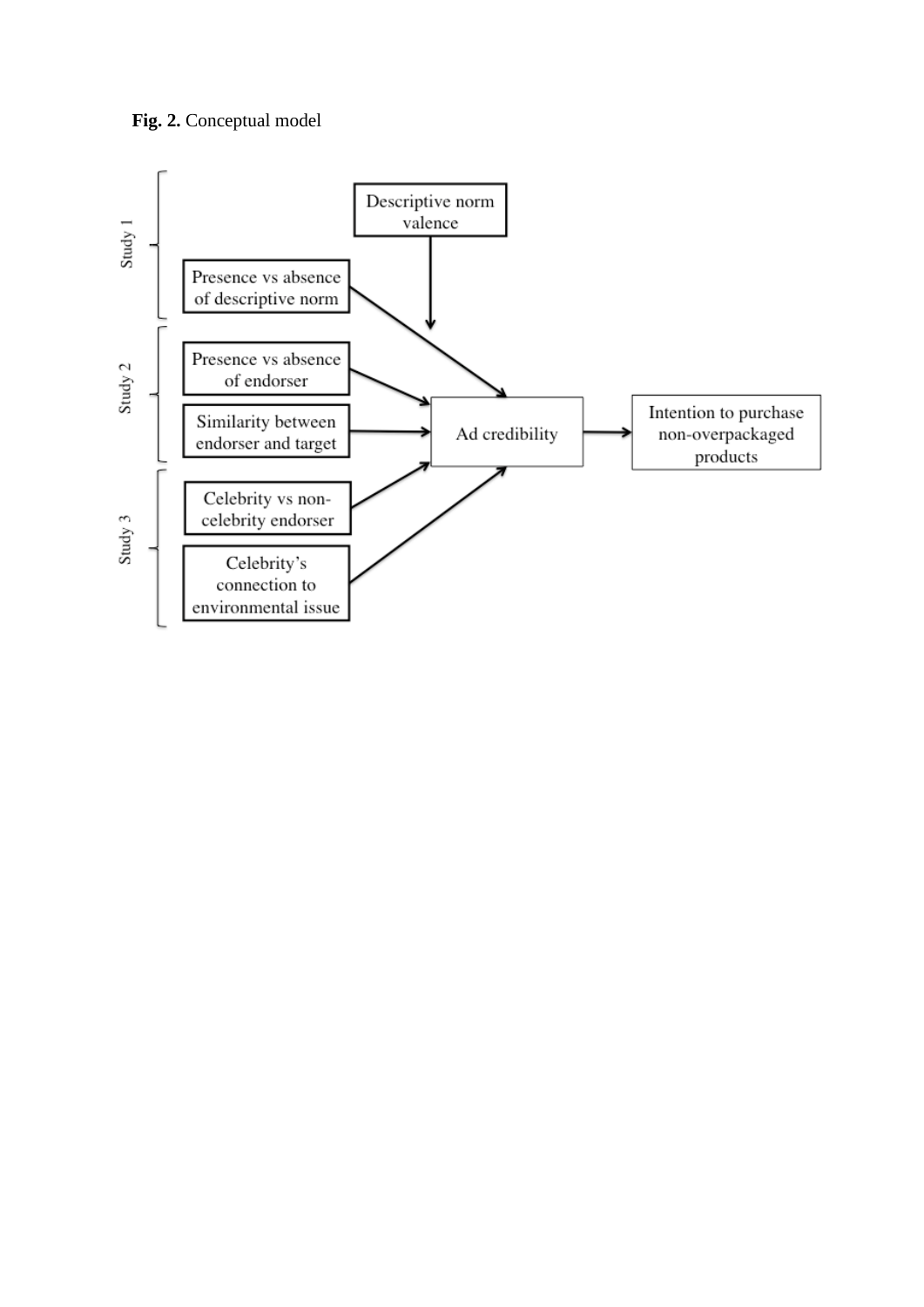**Fig. 2.** Conceptual model

Study 1

Descriptive norm valence

Presence vs absence of descriptive norm

Study 2

Presence vs absence of endorser

Similarity between endorser and target

Ad credibility

Intention to purchase non-overpackaged products

Study 3

Celebrity vs non-celebrity endorser

Celebrity's connection to environmental issue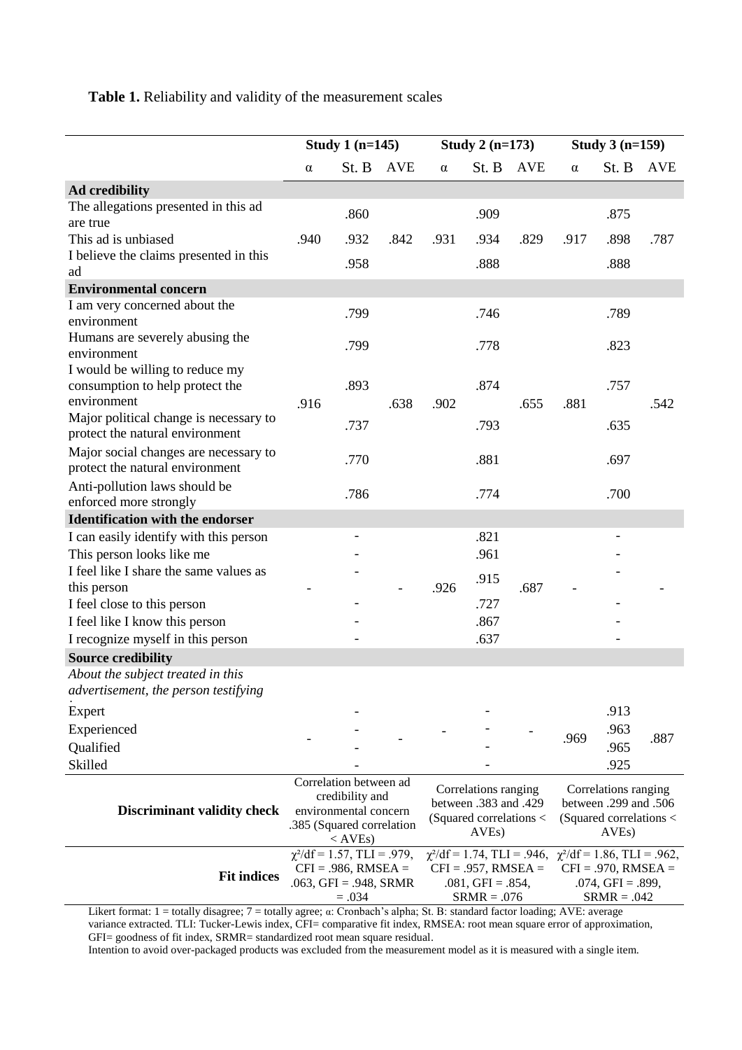**Table 1.** Reliability and validity of the measurement scales

| | Study 1 (n=145) | | | Study 2 (n=173) | | | Study 3 (n=159) | | |
|---|---|---|---|---|---|---|---|---|---|
| | α | St. B | AVE | α | St. B | AVE | α | St. B | AVE |
| **Ad credibility** | | | | | | | | | |
| The allegations presented in this ad are true | | .860 | | | .909 | | | .875 | |
| This ad is unbiased | .940 | .932 | .842 | .931 | .934 | .829 | .917 | .898 | .787 |
| I believe the claims presented in this ad | | .958 | | | .888 | | | .888 | |
| **Environmental concern** | | | | | | | | | |
| I am very concerned about the environment | | .799 | | | .746 | | | .789 | |
| Humans are severely abusing the environment | | .799 | | | .778 | | | .823 | |
| I would be willing to reduce my consumption to help protect the environment | .916 | .893 | .638 | .902 | .874 | .655 | .881 | .757 | .542 |
| Major political change is necessary to protect the natural environment | | .737 | | | .793 | | | .635 | |
| Major social changes are necessary to protect the natural environment | | .770 | | | .881 | | | .697 | |
| Anti-pollution laws should be enforced more strongly | | .786 | | | .774 | | | .700 | |
| **Identification with the endorser** | | | | | | | | | |
| I can easily identify with this person | | - | | | .821 | | | - | |
| This person looks like me | | - | | | .961 | | | - | |
| I feel like I share the same values as this person | - | - | - | .926 | .915 | .687 | - | - | - |
| I feel close to this person | | - | | | .727 | | | - | |
| I feel like I know this person | | - | | | .867 | | | - | |
| I recognize myself in this person | | - | | | .637 | | | - | |
| **Source credibility** | | | | | | | | | |
| *About the subject treated in this advertisement, the person testifying* | | | | | | | | | |
| Expert | | - | | | - | | | .913 | |
| Experienced | - | - | - | - | - | - | .969 | .963 | .887 |
| Qualified | | - | | | - | | | .965 | |
| Skilled | | - | | | - | | | .925 | |
| **Discriminant validity check** | Correlation between ad credibility and environmental concern .385 (Squared correlation < AVEs) | | | Correlations ranging between .383 and .429 (Squared correlations < AVEs) | | | Correlations ranging between .299 and .506 (Squared correlations < AVEs) | | |
| **Fit indices** | $\chi^2$/df = 1.57, TLI = .979, CFI = .986, RMSEA = .063, GFI = .948, SRMR = .034 | | | $\chi^2$/df = 1.74, TLI = .946, CFI = .957, RMSEA = .081, GFI = .854, SRMR = .076 | | | $\chi^2$/df = 1.86, TLI = .962, CFI = .970, RMSEA = .074, GFI = .899, SRMR = .042 | | |

Likert format: 1 = totally disagree; 7 = totally agree; α: Cronbach's alpha; St. B: standard factor loading; AVE: average variance extracted. TLI: Tucker-Lewis index, CFI= comparative fit index, RMSEA: root mean square error of approximation, GFI= goodness of fit index, SRMR= standardized root mean square residual.

Intention to avoid over-packaged products was excluded from the measurement model as it is measured with a single item.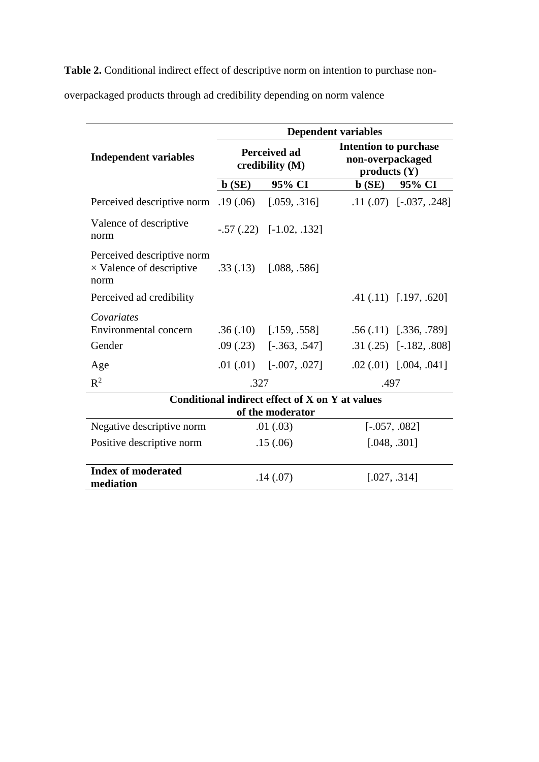**Table 2.** Conditional indirect effect of descriptive norm on intention to purchase non-overpackaged products through ad credibility depending on norm valence

| Independent variables | Dependent variables | | | |
|---|---|---|---|---|
| | Perceived ad credibility (M) | | Intention to purchase non-overpackaged products (Y) | |
| | b (SE) | 95% CI | b (SE) | 95% CI |
| Perceived descriptive norm | .19 (.06) | [.059, .316] | .11 (.07) | [-.037, .248] |
| Valence of descriptive norm | -.57 (.22) | [-1.02, .132] | | |
| Perceived descriptive norm × Valence of descriptive norm | .33 (.13) | [.088, .586] | | |
| Perceived ad credibility | | | .41 (.11) | [.197, .620] |
| *Covariates* | | | | |
| Environmental concern | .36 (.10) | [.159, .558] | .56 (.11) | [.336, .789] |
| Gender | .09 (.23) | [-.363, .547] | .31 (.25) | [-.182, .808] |
| Age | .01 (.01) | [-.007, .027] | .02 (.01) | [.004, .041] |
| $R^2$ | .327 | | .497 | |
| **Conditional indirect effect of X on Y at values of the moderator** | | | | |
| Negative descriptive norm | .01 (.03) | | [-.057, .082] | |
| Positive descriptive norm | .15 (.06) | | [.048, .301] | |
| **Index of moderated mediation** | .14 (.07) | | [.027, .314] | |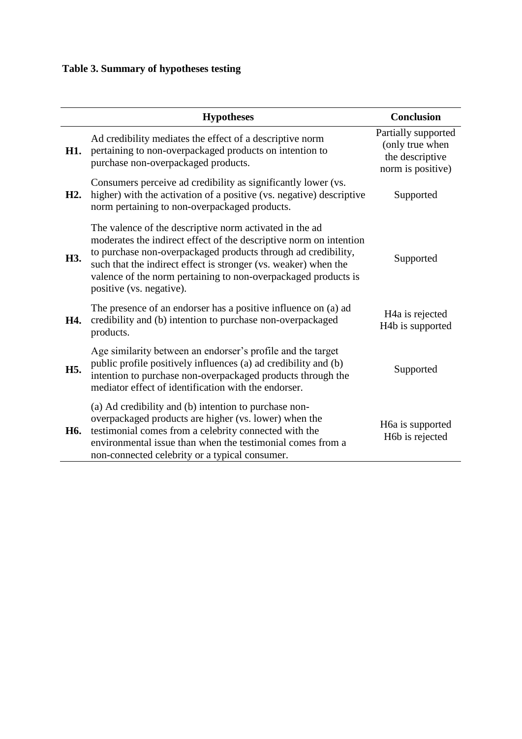**Table 3. Summary of hypotheses testing**

| | Hypotheses | Conclusion |
|---|---|---|
| **H1.** | Ad credibility mediates the effect of a descriptive norm pertaining to non-overpackaged products on intention to purchase non-overpackaged products. | Partially supported (only true when the descriptive norm is positive) |
| **H2.** | Consumers perceive ad credibility as significantly lower (vs. higher) with the activation of a positive (vs. negative) descriptive norm pertaining to non-overpackaged products. | Supported |
| **H3.** | The valence of the descriptive norm activated in the ad moderates the indirect effect of the descriptive norm on intention to purchase non-overpackaged products through ad credibility, such that the indirect effect is stronger (vs. weaker) when the valence of the norm pertaining to non-overpackaged products is positive (vs. negative). | Supported |
| **H4.** | The presence of an endorser has a positive influence on (a) ad credibility and (b) intention to purchase non-overpackaged products. | H4a is rejected<br>H4b is supported |
| **H5.** | Age similarity between an endorser's profile and the target public profile positively influences (a) ad credibility and (b) intention to purchase non-overpackaged products through the mediator effect of identification with the endorser. | Supported |
| **H6.** | (a) Ad credibility and (b) intention to purchase non-overpackaged products are higher (vs. lower) when the testimonial comes from a celebrity connected with the environmental issue than when the testimonial comes from a non-connected celebrity or a typical consumer. | H6a is supported<br>H6b is rejected |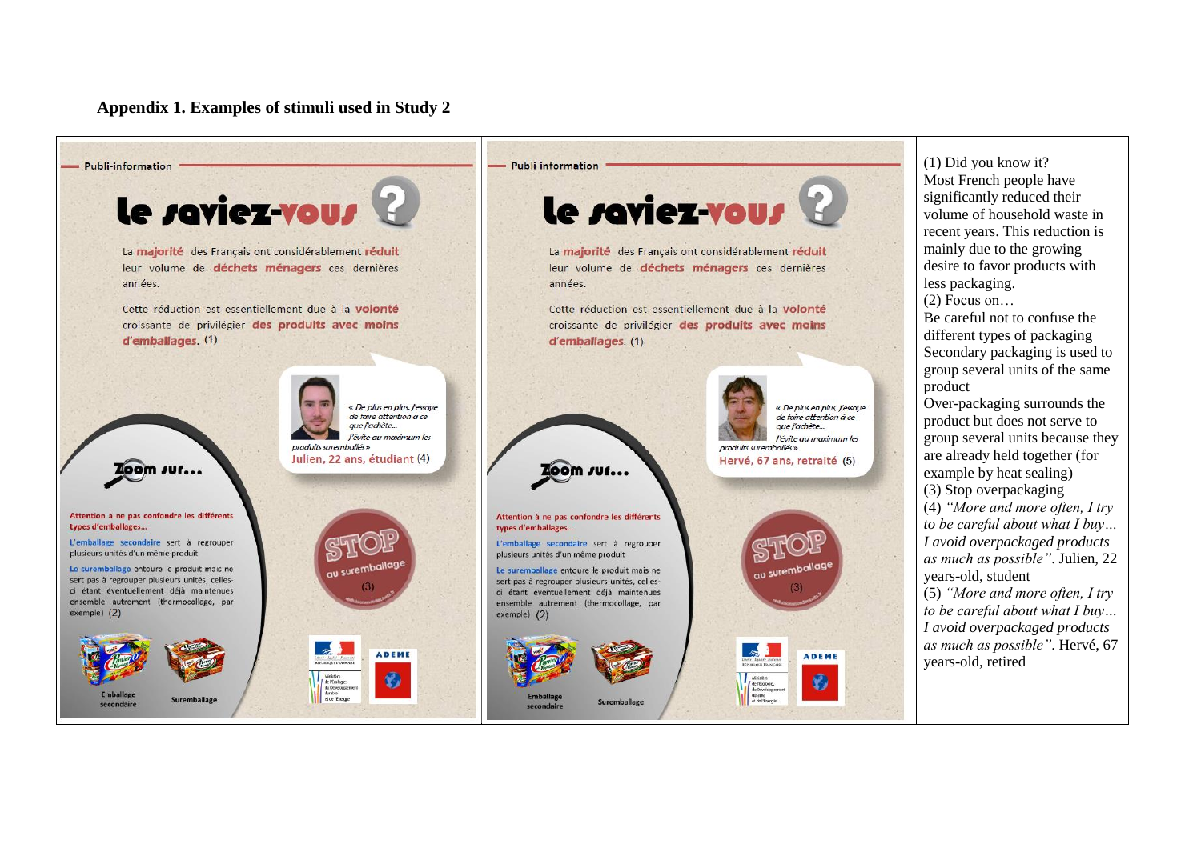**Appendix 1. Examples of stimuli used in Study 2**

| Publi-information<br><br>**Le saviez-vous ?**<br><br>La **majorité** des Français ont considérablement **réduit** leur volume de **déchets ménagers** ces dernières années.<br><br>Cette réduction est essentiellement due à la **volonté** croissante de privilégier **des produits avec moins d'emballages**. (1)<br><br>*« De plus en plus, j'essaye de faire attention à ce que j'achète... J'évite au maximum les produits suremballés »*<br>Julien, 22 ans, étudiant (4)<br><br>**Zoom sur...**<br><br>Attention à ne pas confondre les différents types d'emballages...<br>L'emballage secondaire sert à regrouper plusieurs unités d'un même produit<br>Le suremballage entoure le produit mais ne sert pas à regrouper plusieurs unités, celles-ci étant éventuellement déjà maintenues ensemble autrement (thermocollage, par exemple) (2)<br><br>STOP au suremballage (3)<br><br>Emballage secondaire / Suremballage<br><br>ADEME | Publi-information<br><br>**Le saviez-vous ?**<br><br>La **majorité** des Français ont considérablement **réduit** leur volume de **déchets ménagers** ces dernières années.<br><br>Cette réduction est essentiellement due à la **volonté** croissante de privilégier **des produits avec moins d'emballages**. (1)<br><br>*« De plus en plus, j'essaye de faire attention à ce que j'achète... J'évite au maximum les produits suremballés »*<br>Hervé, 67 ans, retraité (5)<br><br>**Zoom sur...**<br><br>Attention à ne pas confondre les différents types d'emballages...<br>L'emballage secondaire sert à regrouper plusieurs unités d'un même produit<br>Le suremballage entoure le produit mais ne sert pas à regrouper plusieurs unités, celles-ci étant éventuellement déjà maintenues ensemble autrement (thermocollage, par exemple) (2)<br><br>STOP au suremballage (3)<br><br>Emballage secondaire / Suremballage<br><br>ADEME | (1) Did you know it?<br>Most French people have significantly reduced their volume of household waste in recent years. This reduction is mainly due to the growing desire to favor products with less packaging.<br>(2) Focus on…<br>Be careful not to confuse the different types of packaging<br>Secondary packaging is used to group several units of the same product<br>Over-packaging surrounds the product but does not serve to group several units because they are already held together (for example by heat sealing)<br>(3) Stop overpackaging<br>(4) *"More and more often, I try to be careful about what I buy… I avoid overpackaged products as much as possible"*. Julien, 22 years-old, student<br>(5) *"More and more often, I try to be careful about what I buy… I avoid overpackaged products as much as possible"*. Hervé, 67 years-old, retired |
|---|---|---|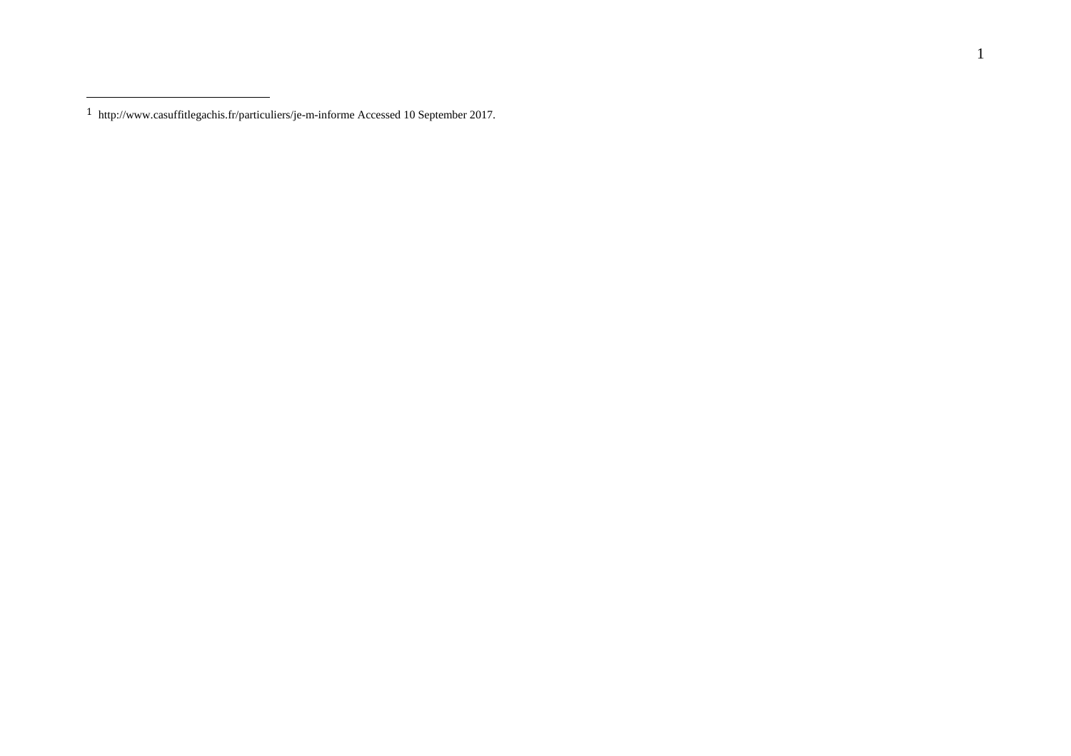[1] http://www.casuffitlegachis.fr/particuliers/je-m-informe Accessed 10 September 2017.